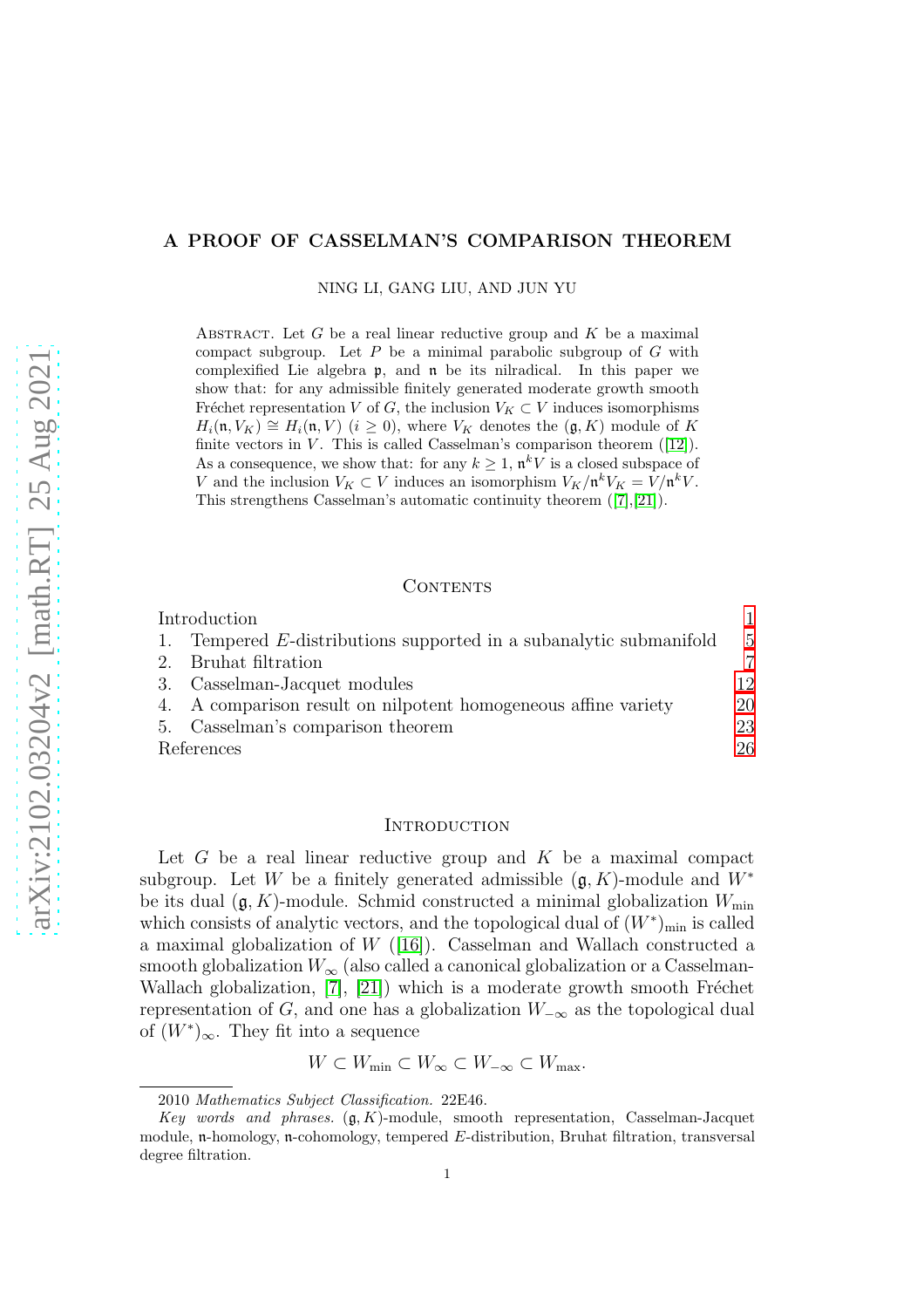# A PROOF OF CASSELMAN'S COMPARISON THEOREM

NING LI, GANG LIU, AND JUN YU

Abstract. Let $G$ be a real linear reductive group and $K$ be a maximal compact subgroup. Let $P$ be a minimal parabolic subgroup of $G$ with complexified Lie algebra $\mathfrak{p}$, and $\mathfrak{n}$ be its nilradical. In this paper we show that: for any admissible finitely generated moderate growth smooth Fréchet representation $V$ of $G$, the inclusion $V_K \subset V$ induces isomorphisms $H_i(\mathfrak{n}, V_K) \cong H_i(\mathfrak{n}, V)$ $(i \geq 0)$, where $V_K$ denotes the $(\mathfrak{g}, K)$ module of $K$ finite vectors in $V$. This is called Casselman's comparison theorem ([12]). As a consequence, we show that: for any $k \geq 1$, $\mathfrak{n}^k V$ is a closed subspace of $V$ and the inclusion $V_K \subset V$ induces an isomorphism $V_K/\mathfrak{n}^k V_K = V/\mathfrak{n}^k V$. This strengthens Casselman's automatic continuity theorem ([7],[21]).

## Contents

| | |
|---|---|
| Introduction | 1 |
| 1. Tempered $E$-distributions supported in a subanalytic submanifold | 5 |
| 2. Bruhat filtration | 7 |
| 3. Casselman-Jacquet modules | 12 |
| 4. A comparison result on nilpotent homogeneous affine variety | 20 |
| 5. Casselman's comparison theorem | 23 |
| References | 26 |

## Introduction

Let $G$ be a real linear reductive group and $K$ be a maximal compact subgroup. Let $W$ be a finitely generated admissible $(\mathfrak{g}, K)$-module and $W^*$ be its dual $(\mathfrak{g}, K)$-module. Schmid constructed a minimal globalization $W_{\min}$ which consists of analytic vectors, and the topological dual of $(W^*)_{\min}$ is called a maximal globalization of $W$ ([16]). Casselman and Wallach constructed a smooth globalization $W_\infty$ (also called a canonical globalization or a Casselman-Wallach globalization, [7], [21]) which is a moderate growth smooth Fréchet representation of $G$, and one has a globalization $W_{-\infty}$ as the topological dual of $(W^*)_\infty$. They fit into a sequence

$$W \subset W_{\min} \subset W_\infty \subset W_{-\infty} \subset W_{\max}.$$

---

2010 *Mathematics Subject Classification.* 22E46.

*Key words and phrases.* $(\mathfrak{g}, K)$-module, smooth representation, Casselman-Jacquet module, $\mathfrak{n}$-homology, $\mathfrak{n}$-cohomology, tempered $E$-distribution, Bruhat filtration, transversal degree filtration.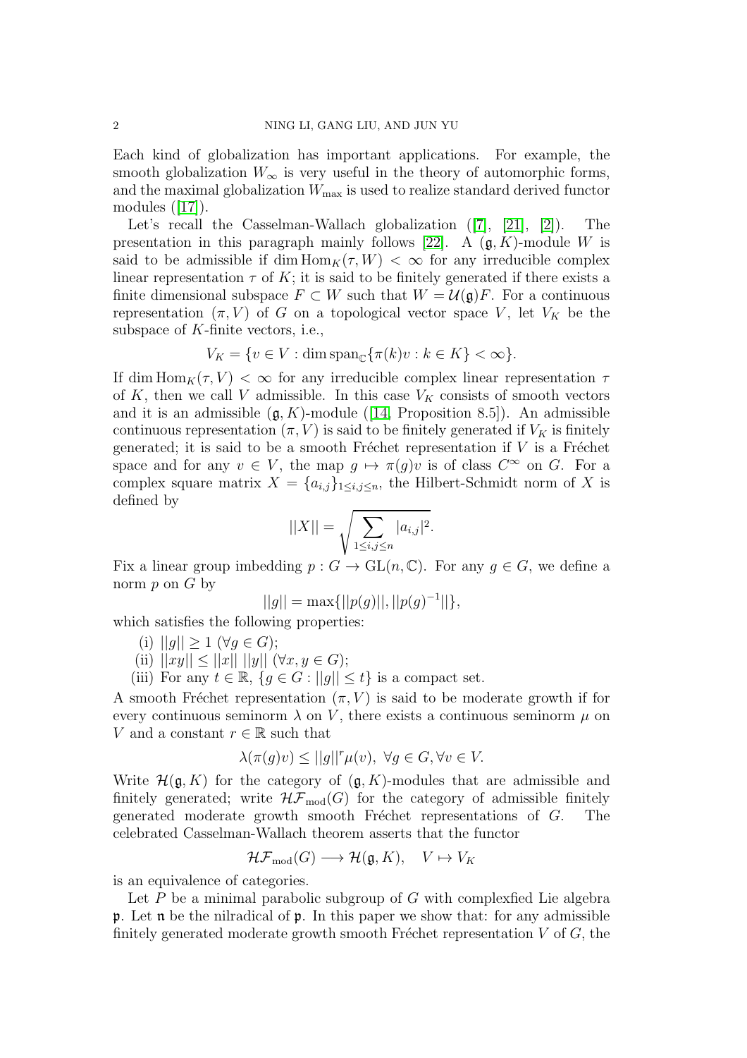Each kind of globalization has important applications. For example, the smooth globalization $W_\infty$ is very useful in the theory of automorphic forms, and the maximal globalization $W_{\max}$ is used to realize standard derived functor modules ([17]).

Let's recall the Casselman-Wallach globalization ([7], [21], [2]). The presentation in this paragraph mainly follows [22]. A $(\mathfrak{g}, K)$-module $W$ is said to be admissible if $\dim \mathrm{Hom}_K(\tau, W) < \infty$ for any irreducible complex linear representation $\tau$ of $K$; it is said to be finitely generated if there exists a finite dimensional subspace $F \subset W$ such that $W = \mathcal{U}(\mathfrak{g})F$. For a continuous representation $(\pi, V)$ of $G$ on a topological vector space $V$, let $V_K$ be the subspace of $K$-finite vectors, i.e.,

$$V_K = \{v \in V : \dim \mathrm{span}_{\mathbb{C}}\{\pi(k)v : k \in K\} < \infty\}.$$

If $\dim \mathrm{Hom}_K(\tau, V) < \infty$ for any irreducible complex linear representation $\tau$ of $K$, then we call $V$ admissible. In this case $V_K$ consists of smooth vectors and it is an admissible $(\mathfrak{g}, K)$-module ([14, Proposition 8.5]). An admissible continuous representation $(\pi, V)$ is said to be finitely generated if $V_K$ is finitely generated; it is said to be a smooth Fréchet representation if $V$ is a Fréchet space and for any $v \in V$, the map $g \mapsto \pi(g)v$ is of class $C^\infty$ on $G$. For a complex square matrix $X = \{a_{i,j}\}_{1\leq i,j\leq n}$, the Hilbert-Schmidt norm of $X$ is defined by

$$||X|| = \sqrt{\sum_{1\leq i,j\leq n} |a_{i,j}|^2}.$$

Fix a linear group imbedding $p : G \to \mathrm{GL}(n, \mathbb{C})$. For any $g \in G$, we define a norm $p$ on $G$ by

$$||g|| = \max\{||p(g)||, ||p(g)^{-1}||\},$$

which satisfies the following properties:

(i) $||g|| \geq 1$ $(\forall g \in G)$;

(ii) $||xy|| \leq ||x||\ ||y||$ $(\forall x, y \in G)$;

(iii) For any $t \in \mathbb{R}$, $\{g \in G : ||g|| \leq t\}$ is a compact set.

A smooth Fréchet representation $(\pi, V)$ is said to be moderate growth if for every continuous seminorm $\lambda$ on $V$, there exists a continuous seminorm $\mu$ on $V$ and a constant $r \in \mathbb{R}$ such that

$$\lambda(\pi(g)v) \leq ||g||^r \mu(v), \ \forall g \in G, \forall v \in V.$$

Write $\mathcal{H}(\mathfrak{g}, K)$ for the category of $(\mathfrak{g}, K)$-modules that are admissible and finitely generated; write $\mathcal{HF}_{\mathrm{mod}}(G)$ for the category of admissible finitely generated moderate growth smooth Fréchet representations of $G$. The celebrated Casselman-Wallach theorem asserts that the functor

$$\mathcal{HF}_{\mathrm{mod}}(G) \longrightarrow \mathcal{H}(\mathfrak{g}, K), \quad V \mapsto V_K$$

is an equivalence of categories.

Let $P$ be a minimal parabolic subgroup of $G$ with complexfied Lie algebra $\mathfrak{p}$. Let $\mathfrak{n}$ be the nilradical of $\mathfrak{p}$. In this paper we show that: for any admissible finitely generated moderate growth smooth Fréchet representation $V$ of $G$, the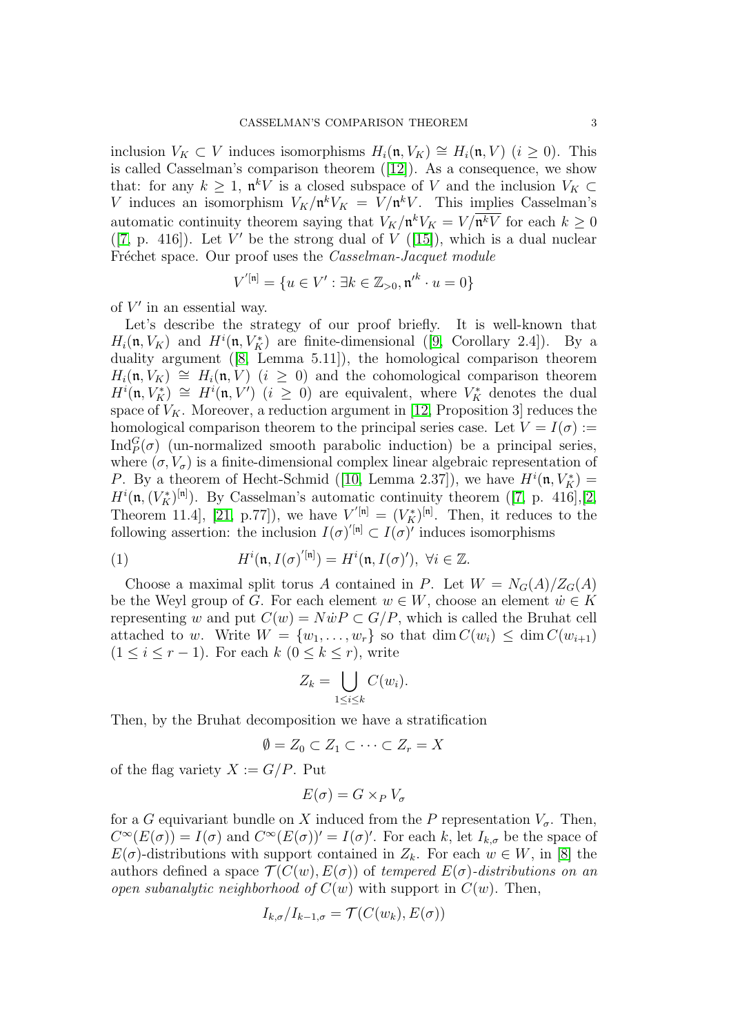inclusion $V_K \subset V$ induces isomorphisms $H_i(\mathfrak{n}, V_K) \cong H_i(\mathfrak{n}, V)$ $(i \geq 0)$. This is called Casselman's comparison theorem ([12]). As a consequence, we show that: for any $k \geq 1$, $\mathfrak{n}^k V$ is a closed subspace of $V$ and the inclusion $V_K \subset V$ induces an isomorphism $V_K/\mathfrak{n}^k V_K = V/\mathfrak{n}^k V$. This implies Casselman's automatic continuity theorem saying that $V_K/\mathfrak{n}^k V_K = V/\overline{\mathfrak{n}^k V}$ for each $k \geq 0$ ([7, p. 416]). Let $V'$ be the strong dual of $V$ ([15]), which is a dual nuclear Fréchet space. Our proof uses the *Casselman-Jacquet module*

$$V'^{[\mathfrak{n}]} = \{u \in V' : \exists k \in \mathbb{Z}_{>0}, \mathfrak{n}'^k \cdot u = 0\}$$

of $V'$ in an essential way.

Let's describe the strategy of our proof briefly. It is well-known that $H_i(\mathfrak{n}, V_K)$ and $H^i(\mathfrak{n}, V_K^*)$ are finite-dimensional ([9, Corollary 2.4]). By a duality argument ([8, Lemma 5.11]), the homological comparison theorem $H_i(\mathfrak{n}, V_K) \cong H_i(\mathfrak{n}, V)$ $(i \geq 0)$ and the cohomological comparison theorem $H^i(\mathfrak{n}, V_K^*) \cong H^i(\mathfrak{n}, V')$ $(i \geq 0)$ are equivalent, where $V_K^*$ denotes the dual space of $V_K$. Moreover, a reduction argument in [12, Proposition 3] reduces the homological comparison theorem to the principal series case. Let $V = I(\sigma) := \mathrm{Ind}_P^G(\sigma)$ (un-normalized smooth parabolic induction) be a principal series, where $(\sigma, V_\sigma)$ is a finite-dimensional complex linear algebraic representation of $P$. By a theorem of Hecht-Schmid ([10, Lemma 2.37]), we have $H^i(\mathfrak{n}, V_K^*) = H^i(\mathfrak{n}, (V_K^*)^{[\mathfrak{n}]})$. By Casselman's automatic continuity theorem ([7, p. 416],[2, Theorem 11.4], [21, p.77]), we have $V'^{[\mathfrak{n}]} = (V_K^*)^{[\mathfrak{n}]}$. Then, it reduces to the following assertion: the inclusion $I(\sigma)'^{[\mathfrak{n}]} \subset I(\sigma)'$ induces isomorphisms

$$H^i(\mathfrak{n}, I(\sigma)'^{[\mathfrak{n}]}) = H^i(\mathfrak{n}, I(\sigma)'),\ \forall i \in \mathbb{Z}. \tag{1}$$

Choose a maximal split torus $A$ contained in $P$. Let $W = N_G(A)/Z_G(A)$ be the Weyl group of $G$. For each element $w \in W$, choose an element $\dot{w} \in K$ representing $w$ and put $C(w) = N\dot{w}P \subset G/P$, which is called the Bruhat cell attached to $w$. Write $W = \{w_1, \ldots, w_r\}$ so that $\dim C(w_i) \leq \dim C(w_{i+1})$ $(1 \leq i \leq r-1)$. For each $k$ $(0 \leq k \leq r)$, write

$$Z_k = \bigcup_{1 \leq i \leq k} C(w_i).$$

Then, by the Bruhat decomposition we have a stratification

$$\emptyset = Z_0 \subset Z_1 \subset \cdots \subset Z_r = X$$

of the flag variety $X := G/P$. Put

$$E(\sigma) = G \times_P V_\sigma$$

for a $G$ equivariant bundle on $X$ induced from the $P$ representation $V_\sigma$. Then, $C^\infty(E(\sigma)) = I(\sigma)$ and $C^\infty(E(\sigma))' = I(\sigma)'$. For each $k$, let $I_{k,\sigma}$ be the space of $E(\sigma)$-distributions with support contained in $Z_k$. For each $w \in W$, in [8] the authors defined a space $\mathcal{T}(C(w), E(\sigma))$ of *tempered $E(\sigma)$-distributions on an open subanalytic neighborhood of $C(w)$ with support in $C(w)$*. Then,

$$I_{k,\sigma}/I_{k-1,\sigma} = \mathcal{T}(C(w_k), E(\sigma))$$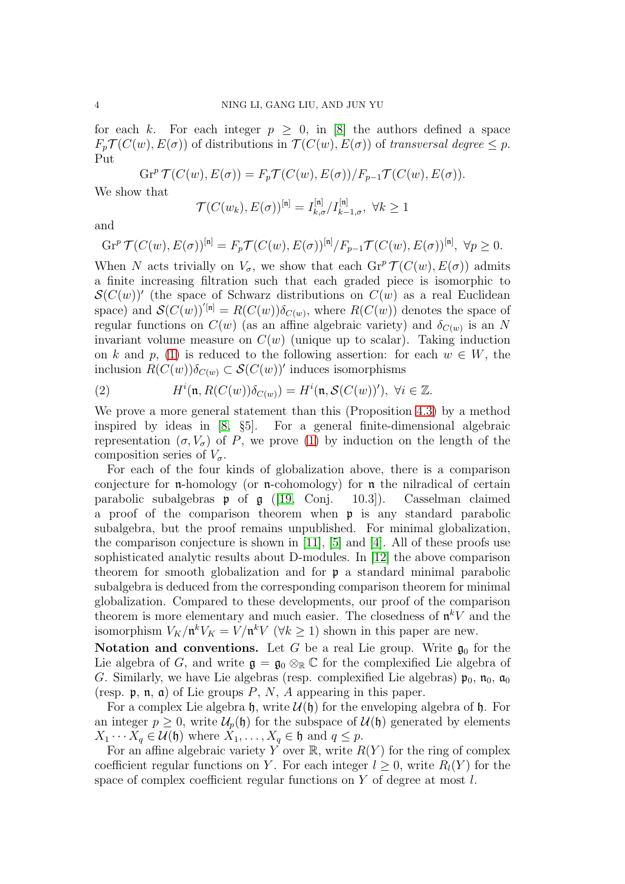for each $k$. For each integer $p \geq 0$, in [8] the authors defined a space $F_p\mathcal{T}(C(w), E(\sigma))$ of distributions in $\mathcal{T}(C(w), E(\sigma))$ of *transversal degree* $\leq p$. Put

$$\mathrm{Gr}^p\,\mathcal{T}(C(w), E(\sigma)) = F_p\mathcal{T}(C(w), E(\sigma))/F_{p-1}\mathcal{T}(C(w), E(\sigma)).$$

We show that

$$\mathcal{T}(C(w_k), E(\sigma))^{[\mathfrak{n}]} = I_{k,\sigma}^{[\mathfrak{n}]}/I_{k-1,\sigma}^{[\mathfrak{n}]},\ \forall k \geq 1$$

and

$$\mathrm{Gr}^p\,\mathcal{T}(C(w), E(\sigma))^{[\mathfrak{n}]} = F_p\mathcal{T}(C(w), E(\sigma))^{[\mathfrak{n}]}/F_{p-1}\mathcal{T}(C(w), E(\sigma))^{[\mathfrak{n}]},\ \forall p \geq 0.$$

When $N$ acts trivially on $V_\sigma$, we show that each $\mathrm{Gr}^p\,\mathcal{T}(C(w), E(\sigma))$ admits a finite increasing filtration such that each graded piece is isomorphic to $\mathcal{S}(C(w))'$ (the space of Schwarz distributions on $C(w)$ as a real Euclidean space) and $\mathcal{S}(C(w))'^{[\mathfrak{n}]} = R(C(w))\delta_{C(w)}$, where $R(C(w))$ denotes the space of regular functions on $C(w)$ (as an affine algebraic variety) and $\delta_{C(w)}$ is an $N$ invariant volume measure on $C(w)$ (unique up to scalar). Taking induction on $k$ and $p$, (1) is reduced to the following assertion: for each $w \in W$, the inclusion $R(C(w))\delta_{C(w)} \subset \mathcal{S}(C(w))'$ induces isomorphisms

$$H^i(\mathfrak{n}, R(C(w))\delta_{C(w)}) = H^i(\mathfrak{n}, \mathcal{S}(C(w))'),\ \forall i \in \mathbb{Z}. \tag{2}$$

We prove a more general statement than this (Proposition 4.3) by a method inspired by ideas in [8, §5]. For a general finite-dimensional algebraic representation $(\sigma, V_\sigma)$ of $P$, we prove (1) by induction on the length of the composition series of $V_\sigma$.

For each of the four kinds of globalization above, there is a comparison conjecture for $\mathfrak{n}$-homology (or $\mathfrak{n}$-cohomology) for $\mathfrak{n}$ the nilradical of certain parabolic subalgebras $\mathfrak{p}$ of $\mathfrak{g}$ ([19, Conj. 10.3]). Casselman claimed a proof of the comparison theorem when $\mathfrak{p}$ is any standard parabolic subalgebra, but the proof remains unpublished. For minimal globalization, the comparison conjecture is shown in [11], [5] and [4]. All of these proofs use sophisticated analytic results about D-modules. In [12] the above comparison theorem for smooth globalization and for $\mathfrak{p}$ a standard minimal parabolic subalgebra is deduced from the corresponding comparison theorem for minimal globalization. Compared to these developments, our proof of the comparison theorem is more elementary and much easier. The closedness of $\mathfrak{n}^kV$ and the isomorphism $V_K/\mathfrak{n}^kV_K = V/\mathfrak{n}^kV$ ($\forall k \geq 1$) shown in this paper are new.

**Notation and conventions.** Let $G$ be a real Lie group. Write $\mathfrak{g}_0$ for the Lie algebra of $G$, and write $\mathfrak{g} = \mathfrak{g}_0 \otimes_{\mathbb{R}} \mathbb{C}$ for the complexified Lie algebra of $G$. Similarly, we have Lie algebras (resp. complexified Lie algebras) $\mathfrak{p}_0$, $\mathfrak{n}_0$, $\mathfrak{a}_0$ (resp. $\mathfrak{p}$, $\mathfrak{n}$, $\mathfrak{a}$) of Lie groups $P$, $N$, $A$ appearing in this paper.

For a complex Lie algebra $\mathfrak{h}$, write $\mathcal{U}(\mathfrak{h})$ for the enveloping algebra of $\mathfrak{h}$. For an integer $p \geq 0$, write $\mathcal{U}_p(\mathfrak{h})$ for the subspace of $\mathcal{U}(\mathfrak{h})$ generated by elements $X_1 \cdots X_q \in \mathcal{U}(\mathfrak{h})$ where $X_1, \ldots, X_q \in \mathfrak{h}$ and $q \leq p$.

For an affine algebraic variety $Y$ over $\mathbb{R}$, write $R(Y)$ for the ring of complex coefficient regular functions on $Y$. For each integer $l \geq 0$, write $R_l(Y)$ for the space of complex coefficient regular functions on $Y$ of degree at most $l$.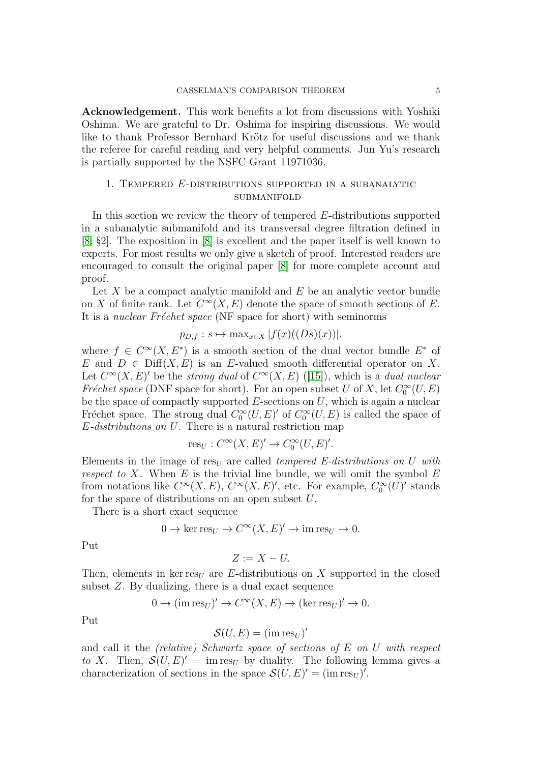**Acknowledgement.** This work benefits a lot from discussions with Yoshiki Oshima. We are grateful to Dr. Oshima for inspiring discussions. We would like to thank Professor Bernhard Krötz for useful discussions and we thank the referee for careful reading and very helpful comments. Jun Yu's research is partially supported by the NSFC Grant 11971036.

## 1. Tempered $E$-distributions supported in a subanalytic submanifold

In this section we review the theory of tempered $E$-distributions supported in a subanalytic submanifold and its transversal degree filtration defined in [8, §2]. The exposition in [8] is excellent and the paper itself is well known to experts. For most results we only give a sketch of proof. Interested readers are encouraged to consult the original paper [8] for more complete account and proof.

Let $X$ be a compact analytic manifold and $E$ be an analytic vector bundle on $X$ of finite rank. Let $C^\infty(X,E)$ denote the space of smooth sections of $E$. It is a *nuclear Fréchet space* (NF space for short) with seminorms

$$p_{D,f}: s \mapsto \max_{x\in X} |f(x)((Ds)(x))|,$$

where $f \in C^\infty(X,E^*)$ is a smooth section of the dual vector bundle $E^*$ of $E$ and $D \in \mathrm{Diff}(X,E)$ is an $E$-valued smooth differential operator on $X$. Let $C^\infty(X,E)'$ be the *strong dual* of $C^\infty(X,E)$ ([15]), which is a *dual nuclear Fréchet space* (DNF space for short). For an open subset $U$ of $X$, let $C_0^\infty(U,E)$ be the space of compactly supported $E$-sections on $U$, which is again a nuclear Fréchet space. The strong dual $C_0^\infty(U,E)'$ of $C_0^\infty(U,E)$ is called the space of *$E$-distributions on $U$*. There is a natural restriction map

$$\mathrm{res}_U : C^\infty(X,E)' \to C_0^\infty(U,E)'.$$

Elements in the image of $\mathrm{res}_U$ are called *tempered $E$-distributions on $U$ with respect to $X$*. When $E$ is the trivial line bundle, we will omit the symbol $E$ from notations like $C^\infty(X,E)$, $C^\infty(X,E)'$, etc. For example, $C_0^\infty(U)'$ stands for the space of distributions on an open subset $U$.

There is a short exact sequence

$$0 \to \ker \mathrm{res}_U \to C^\infty(X,E)' \to \mathrm{im}\,\mathrm{res}_U \to 0.$$

Put

$$Z := X - U.$$

Then, elements in $\ker \mathrm{res}_U$ are $E$-distributions on $X$ supported in the closed subset $Z$. By dualizing, there is a dual exact sequence

$$0 \to (\mathrm{im}\,\mathrm{res}_U)' \to C^\infty(X,E) \to (\ker \mathrm{res}_U)' \to 0.$$

Put

$$\mathcal{S}(U,E) = (\mathrm{im}\,\mathrm{res}_U)'$$

and call it the *(relative) Schwartz space of sections of $E$ on $U$ with respect to $X$*. Then, $\mathcal{S}(U,E)' = \mathrm{im}\,\mathrm{res}_U$ by duality. The following lemma gives a characterization of sections in the space $\mathcal{S}(U,E)' = (\mathrm{im}\,\mathrm{res}_U)'$.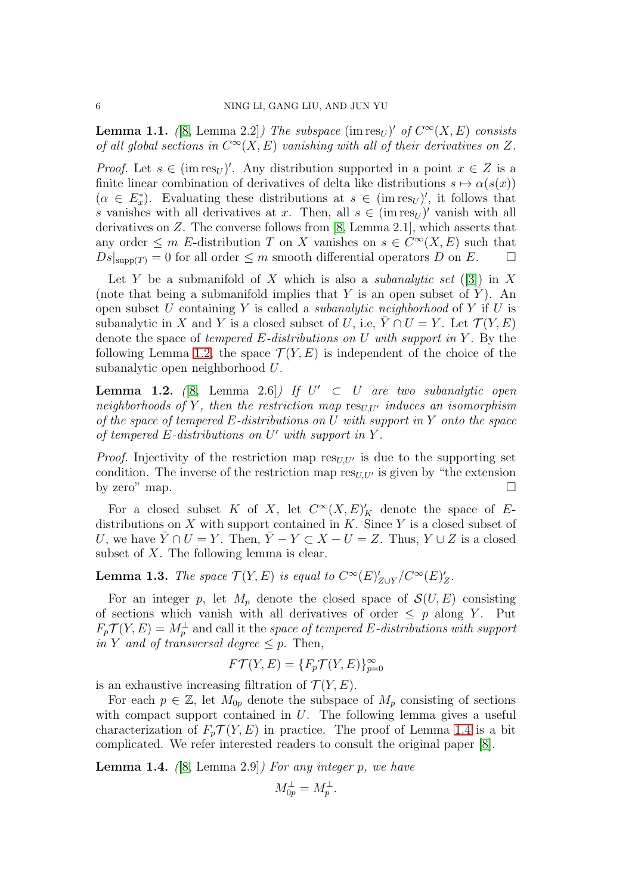**Lemma 1.1.** *([8, Lemma 2.2]) The subspace $(\operatorname{im}\operatorname{res}_U)'$ of $C^\infty(X,E)$ consists of all global sections in $C^\infty(X,E)$ vanishing with all of their derivatives on $Z$.*

*Proof.* Let $s \in (\operatorname{im}\operatorname{res}_U)'$. Any distribution supported in a point $x \in Z$ is a finite linear combination of derivatives of delta like distributions $s \mapsto \alpha(s(x))$ ($\alpha \in E_x^*$). Evaluating these distributions at $s \in (\operatorname{im}\operatorname{res}_U)'$, it follows that $s$ vanishes with all derivatives at $x$. Then, all $s \in (\operatorname{im}\operatorname{res}_U)'$ vanish with all derivatives on $Z$. The converse follows from [8, Lemma 2.1], which asserts that any order $\leq m$ $E$-distribution $T$ on $X$ vanishes on $s \in C^\infty(X,E)$ such that $Ds|_{\operatorname{supp}(T)} = 0$ for all order $\leq m$ smooth differential operators $D$ on $E$. $\square$

Let $Y$ be a submanifold of $X$ which is also a *subanalytic set* ([3]) in $X$ (note that being a submanifold implies that $Y$ is an open subset of $\bar{Y}$). An open subset $U$ containing $Y$ is called a *subanalytic neighborhood* of $Y$ if $U$ is subanalytic in $X$ and $Y$ is a closed subset of $U$, i.e, $\bar{Y} \cap U = Y$. Let $\mathcal{T}(Y,E)$ denote the space of *tempered $E$-distributions on $U$ with support in $Y$*. By the following Lemma 1.2, the space $\mathcal{T}(Y,E)$ is independent of the choice of the subanalytic open neighborhood $U$.

**Lemma 1.2.** *([8, Lemma 2.6]) If $U' \subset U$ are two subanalytic open neighborhoods of $Y$, then the restriction map $\operatorname{res}_{U,U'}$ induces an isomorphism of the space of tempered $E$-distributions on $U$ with support in $Y$ onto the space of tempered $E$-distributions on $U'$ with support in $Y$.*

*Proof.* Injectivity of the restriction map $\operatorname{res}_{U,U'}$ is due to the supporting set condition. The inverse of the restriction map $\operatorname{res}_{U,U'}$ is given by "the extension by zero" map. $\square$

For a closed subset $K$ of $X$, let $C^\infty(X,E)'_K$ denote the space of $E$-distributions on $X$ with support contained in $K$. Since $Y$ is a closed subset of $U$, we have $\bar{Y} \cap U = Y$. Then, $\bar{Y} - Y \subset X - U = Z$. Thus, $Y \cup Z$ is a closed subset of $X$. The following lemma is clear.

**Lemma 1.3.** *The space $\mathcal{T}(Y,E)$ is equal to $C^\infty(E)'_{Z\cup Y}/C^\infty(E)'_Z$.*

For an integer $p$, let $M_p$ denote the closed space of $\mathcal{S}(U,E)$ consisting of sections which vanish with all derivatives of order $\leq p$ along $Y$. Put $F_p\mathcal{T}(Y,E) = M_p^\perp$ and call it the *space of tempered $E$-distributions with support in $Y$ and of transversal degree $\leq p$*. Then,

$$F\mathcal{T}(Y,E) = \{F_p\mathcal{T}(Y,E)\}_{p=0}^\infty$$

is an exhaustive increasing filtration of $\mathcal{T}(Y,E)$.

For each $p \in \mathbb{Z}$, let $M_{0p}$ denote the subspace of $M_p$ consisting of sections with compact support contained in $U$. The following lemma gives a useful characterization of $F_p\mathcal{T}(Y,E)$ in practice. The proof of Lemma 1.4 is a bit complicated. We refer interested readers to consult the original paper [8].

**Lemma 1.4.** *([8, Lemma 2.9]) For any integer $p$, we have*

$$M_{0p}^\perp = M_p^\perp.$$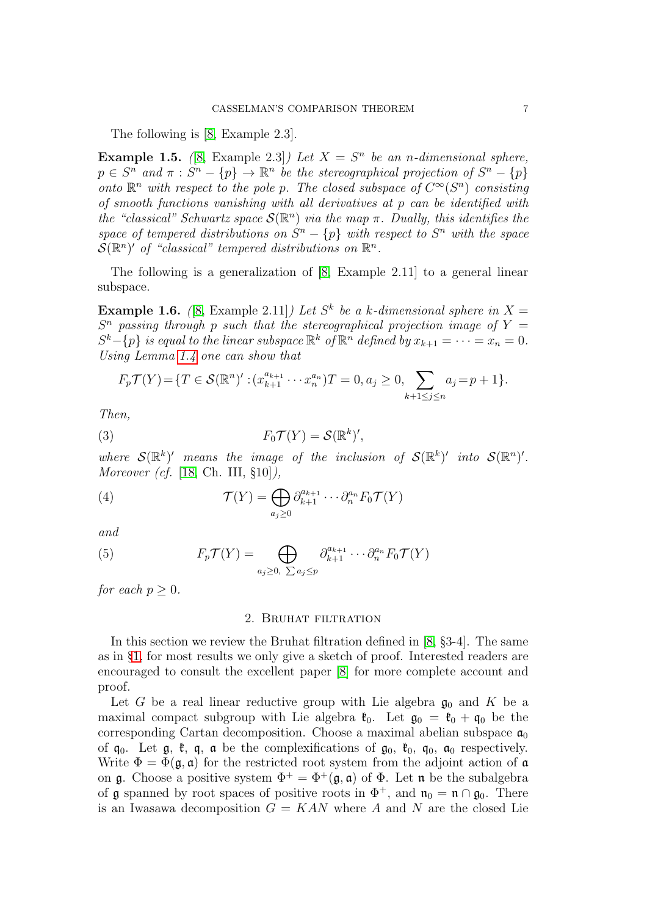The following is [8, Example 2.3].

**Example 1.5.** *([8, Example 2.3]) Let $X = S^n$ be an $n$-dimensional sphere, $p \in S^n$ and $\pi : S^n - \{p\} \to \mathbb{R}^n$ be the stereographical projection of $S^n - \{p\}$ onto $\mathbb{R}^n$ with respect to the pole $p$. The closed subspace of $C^\infty(S^n)$ consisting of smooth functions vanishing with all derivatives at $p$ can be identified with the "classical" Schwartz space $\mathcal{S}(\mathbb{R}^n)$ via the map $\pi$. Dually, this identifies the space of tempered distributions on $S^n - \{p\}$ with respect to $S^n$ with the space $\mathcal{S}(\mathbb{R}^n)'$ of "classical" tempered distributions on $\mathbb{R}^n$.*

The following is a generalization of [8, Example 2.11] to a general linear subspace.

**Example 1.6.** *([8, Example 2.11]) Let $S^k$ be a $k$-dimensional sphere in $X = S^n$ passing through $p$ such that the stereographical projection image of $Y = S^k - \{p\}$ is equal to the linear subspace $\mathbb{R}^k$ of $\mathbb{R}^n$ defined by $x_{k+1} = \cdots = x_n = 0$. Using Lemma 1.4 one can show that*

$$F_p\mathcal{T}(Y) = \{T \in \mathcal{S}(\mathbb{R}^n)' : (x_{k+1}^{a_{k+1}} \cdots x_n^{a_n})T = 0, a_j \geq 0, \sum_{k+1 \leq j \leq n} a_j = p+1\}.$$

*Then,*

$$F_0\mathcal{T}(Y) = \mathcal{S}(\mathbb{R}^k)', \tag{3}$$

*where $\mathcal{S}(\mathbb{R}^k)'$ means the image of the inclusion of $\mathcal{S}(\mathbb{R}^k)'$ into $\mathcal{S}(\mathbb{R}^n)'$. Moreover (cf. [18, Ch. III, §10]),*

$$\mathcal{T}(Y) = \bigoplus_{a_j \geq 0} \partial_{k+1}^{a_{k+1}} \cdots \partial_n^{a_n} F_0\mathcal{T}(Y) \tag{4}$$

*and*

$$F_p\mathcal{T}(Y) = \bigoplus_{a_j \geq 0,\ \sum a_j \leq p} \partial_{k+1}^{a_{k+1}} \cdots \partial_n^{a_n} F_0\mathcal{T}(Y) \tag{5}$$

*for each $p \geq 0$.*

## 2. Bruhat filtration

In this section we review the Bruhat filtration defined in [8, §3-4]. The same as in §1, for most results we only give a sketch of proof. Interested readers are encouraged to consult the excellent paper [8] for more complete account and proof.

Let $G$ be a real linear reductive group with Lie algebra $\mathfrak{g}_0$ and $K$ be a maximal compact subgroup with Lie algebra $\mathfrak{k}_0$. Let $\mathfrak{g}_0 = \mathfrak{k}_0 + \mathfrak{q}_0$ be the corresponding Cartan decomposition. Choose a maximal abelian subspace $\mathfrak{a}_0$ of $\mathfrak{q}_0$. Let $\mathfrak{g}$, $\mathfrak{k}$, $\mathfrak{q}$, $\mathfrak{a}$ be the complexifications of $\mathfrak{g}_0$, $\mathfrak{k}_0$, $\mathfrak{q}_0$, $\mathfrak{a}_0$ respectively. Write $\Phi = \Phi(\mathfrak{g}, \mathfrak{a})$ for the restricted root system from the adjoint action of $\mathfrak{a}$ on $\mathfrak{g}$. Choose a positive system $\Phi^+ = \Phi^+(\mathfrak{g}, \mathfrak{a})$ of $\Phi$. Let $\mathfrak{n}$ be the subalgebra of $\mathfrak{g}$ spanned by root spaces of positive roots in $\Phi^+$, and $\mathfrak{n}_0 = \mathfrak{n} \cap \mathfrak{g}_0$. There is an Iwasawa decomposition $G = KAN$ where $A$ and $N$ are the closed Lie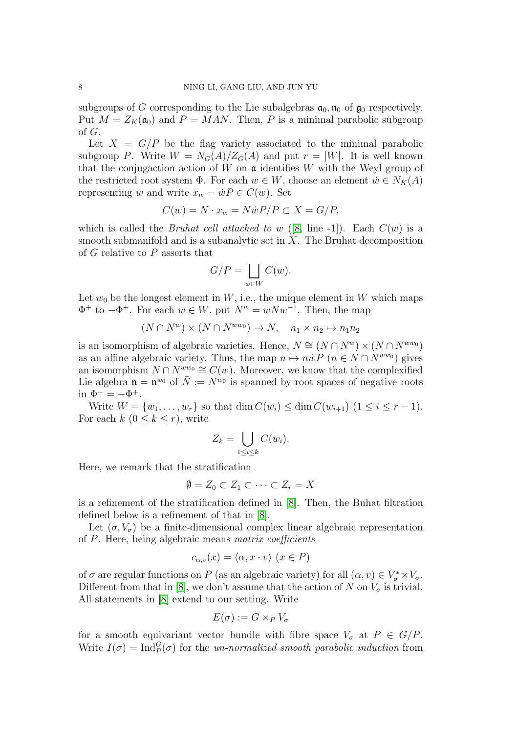subgroups of $G$ corresponding to the Lie subalgebras $\mathfrak{a}_0, \mathfrak{n}_0$ of $\mathfrak{g}_0$ respectively. Put $M = Z_K(\mathfrak{a}_0)$ and $P = MAN$. Then, $P$ is a minimal parabolic subgroup of $G$.

Let $X = G/P$ be the flag variety associated to the minimal parabolic subgroup $P$. Write $W = N_G(A)/Z_G(A)$ and put $r = |W|$. It is well known that the conjugaction action of $W$ on $\mathfrak{a}$ identifies $W$ with the Weyl group of the restricted root system $\Phi$. For each $w \in W$, choose an element $\dot{w} \in N_K(A)$ representing $w$ and write $x_w = \dot{w}P \in C(w)$. Set

$$C(w) = N \cdot x_w = N\dot{w}P/P \subset X = G/P,$$

which is called the *Bruhat cell attached to* $w$ ([8, line -1]). Each $C(w)$ is a smooth submanifold and is a subanalytic set in $X$. The Bruhat decomposition of $G$ relative to $P$ asserts that

$$G/P = \bigsqcup_{w \in W} C(w).$$

Let $w_0$ be the longest element in $W$, i.e., the unique element in $W$ which maps $\Phi^+$ to $-\Phi^+$. For each $w \in W$, put $N^w = wNw^{-1}$. Then, the map

$$(N \cap N^w) \times (N \cap N^{ww_0}) \to N, \quad n_1 \times n_2 \mapsto n_1 n_2$$

is an isomorphism of algebraic varieties. Hence, $N \cong (N \cap N^w) \times (N \cap N^{ww_0})$ as an affine algebraic variety. Thus, the map $n \mapsto n\dot{w}P$ ($n \in N \cap N^{ww_0}$) gives an isomorphism $N \cap N^{ww_0} \cong C(w)$. Moreover, we know that the complexified Lie algebra $\bar{\mathfrak{n}} = \mathfrak{n}^{w_0}$ of $\bar{N} := N^{w_0}$ is spanned by root spaces of negative roots in $\Phi^- = -\Phi^+$.

Write $W = \{w_1, \ldots, w_r\}$ so that $\dim C(w_i) \leq \dim C(w_{i+1})$ ($1 \leq i \leq r-1$). For each $k$ ($0 \leq k \leq r$), write

$$Z_k = \bigcup_{1 \leq i \leq k} C(w_i).$$

Here, we remark that the stratification

$$\emptyset = Z_0 \subset Z_1 \subset \cdots \subset Z_r = X$$

is a refinement of the stratification defined in [8]. Then, the Buhat filtration defined below is a refinement of that in [8].

Let $(\sigma, V_\sigma)$ be a finite-dimensional complex linear algebraic representation of $P$. Here, being algebraic means *matrix coefficients*

$$c_{\alpha,v}(x) = \langle \alpha, x \cdot v \rangle \ (x \in P)$$

of $\sigma$ are regular functions on $P$ (as an algebraic variety) for all $(\alpha, v) \in V_\sigma^* \times V_\sigma$. Different from that in [8], we don't assume that the action of $N$ on $V_\sigma$ is trivial. All statements in [8] extend to our setting. Write

$$E(\sigma) := G \times_P V_\sigma$$

for a smooth equivariant vector bundle with fibre space $V_\sigma$ at $P \in G/P$. Write $I(\sigma) = \mathrm{Ind}_P^G(\sigma)$ for the *un-normalized smooth parabolic induction* from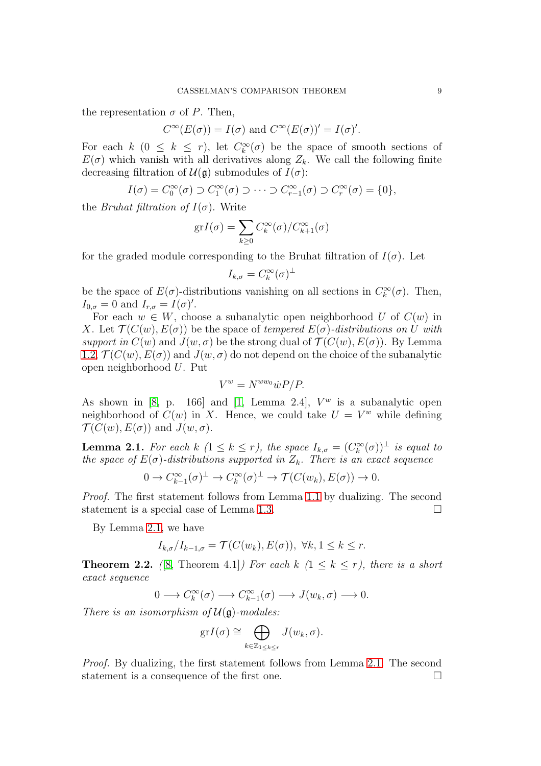the representation $\sigma$ of $P$. Then,

$$C^\infty(E(\sigma)) = I(\sigma) \text{ and } C^\infty(E(\sigma))' = I(\sigma)'.$$

For each $k$ ($0 \le k \le r$), let $C_k^\infty(\sigma)$ be the space of smooth sections of $E(\sigma)$ which vanish with all derivatives along $Z_k$. We call the following finite decreasing filtration of $\mathcal{U}(\mathfrak{g})$ submodules of $I(\sigma)$:

$$I(\sigma) = C_0^\infty(\sigma) \supset C_1^\infty(\sigma) \supset \cdots \supset C_{r-1}^\infty(\sigma) \supset C_r^\infty(\sigma) = \{0\},$$

the *Bruhat filtration of* $I(\sigma)$. Write

$$\mathrm{gr}I(\sigma) = \sum_{k\ge 0} C_k^\infty(\sigma)/C_{k+1}^\infty(\sigma)$$

for the graded module corresponding to the Bruhat filtration of $I(\sigma)$. Let

$$I_{k,\sigma} = C_k^\infty(\sigma)^\perp$$

be the space of $E(\sigma)$-distributions vanishing on all sections in $C_k^\infty(\sigma)$. Then, $I_{0,\sigma} = 0$ and $I_{r,\sigma} = I(\sigma)'$.

For each $w \in W$, choose a subanalytic open neighborhood $U$ of $C(w)$ in $X$. Let $\mathcal{T}(C(w), E(\sigma))$ be the space of *tempered* $E(\sigma)$*-distributions on* $U$ *with support in* $C(w)$ and $J(w, \sigma)$ be the strong dual of $\mathcal{T}(C(w), E(\sigma))$. By Lemma 1.2, $\mathcal{T}(C(w), E(\sigma))$ and $J(w, \sigma)$ do not depend on the choice of the subanalytic open neighborhood $U$. Put

$$V^w = N^{ww_0}\dot{w}P/P.$$

As shown in [8, p. 166] and [1, Lemma 2.4], $V^w$ is a subanalytic open neighborhood of $C(w)$ in $X$. Hence, we could take $U = V^w$ while defining $\mathcal{T}(C(w), E(\sigma))$ and $J(w, \sigma)$.

**Lemma 2.1.** *For each* $k$ ($1 \le k \le r$)*, the space* $I_{k,\sigma} = (C_k^\infty(\sigma))^\perp$ *is equal to the space of* $E(\sigma)$*-distributions supported in* $Z_k$*. There is an exact sequence*

$$0 \to C_{k-1}^\infty(\sigma)^\perp \to C_k^\infty(\sigma)^\perp \to \mathcal{T}(C(w_k), E(\sigma)) \to 0.$$

*Proof.* The first statement follows from Lemma 1.1 by dualizing. The second statement is a special case of Lemma 1.3. □

By Lemma 2.1, we have

$$I_{k,\sigma}/I_{k-1,\sigma} = \mathcal{T}(C(w_k), E(\sigma)),\ \forall k, 1 \le k \le r.$$

**Theorem 2.2.** *(*[8, Theorem 4.1]*) For each* $k$ ($1 \le k \le r$)*, there is a short exact sequence*

$$0 \longrightarrow C_k^\infty(\sigma) \longrightarrow C_{k-1}^\infty(\sigma) \longrightarrow J(w_k, \sigma) \longrightarrow 0.$$

*There is an isomorphism of* $\mathcal{U}(\mathfrak{g})$*-modules:*

$$\mathrm{gr}I(\sigma) \cong \bigoplus_{k\in\mathbb{Z}_{1\le k\le r}} J(w_k, \sigma).$$

*Proof.* By dualizing, the first statement follows from Lemma 2.1. The second statement is a consequence of the first one. □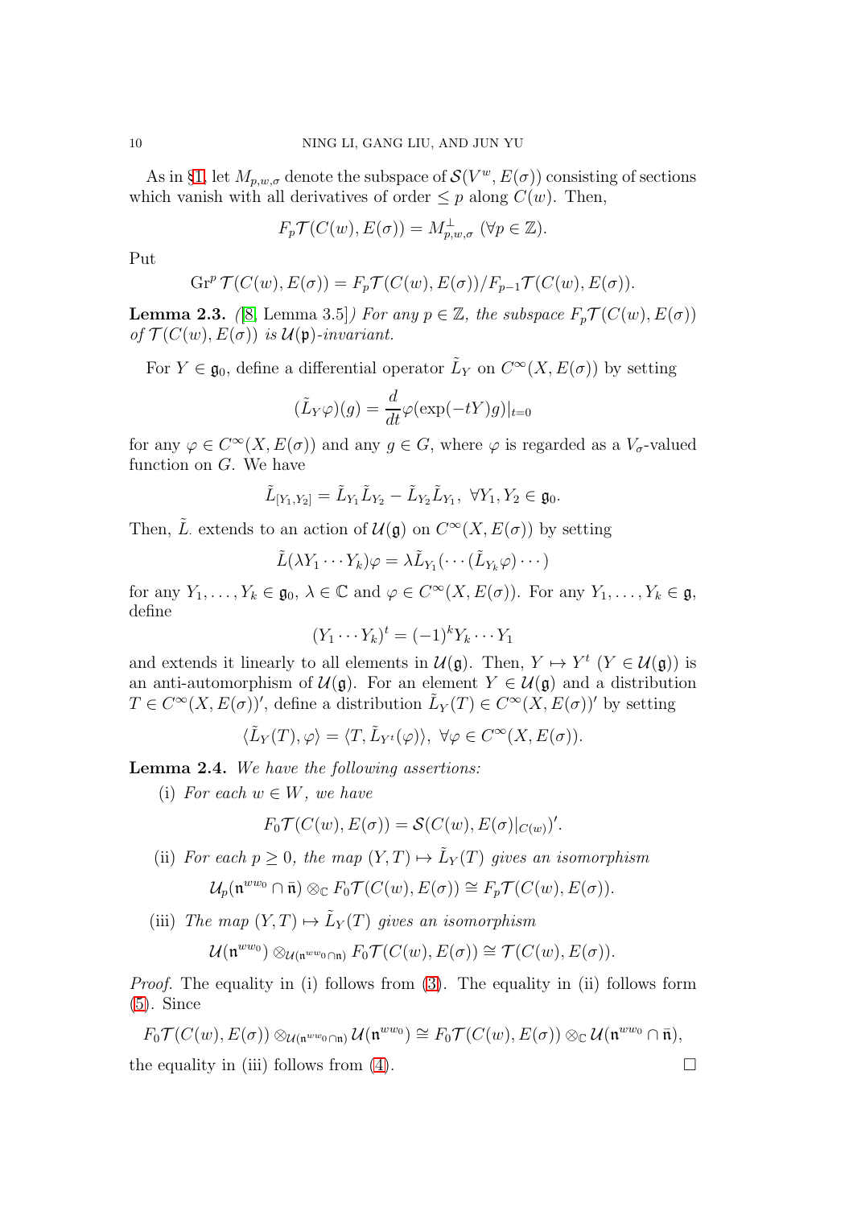As in §1, let $M_{p,w,\sigma}$ denote the subspace of $\mathcal{S}(V^w, E(\sigma))$ consisting of sections which vanish with all derivatives of order $\leq p$ along $C(w)$. Then,

$$F_p\mathcal{T}(C(w), E(\sigma)) = M_{p,w,\sigma}^{\perp} \ (\forall p \in \mathbb{Z}).$$

Put

$$\mathrm{Gr}^p\,\mathcal{T}(C(w), E(\sigma)) = F_p\mathcal{T}(C(w), E(\sigma))/F_{p-1}\mathcal{T}(C(w), E(\sigma)).$$

**Lemma 2.3.** *([8, Lemma 3.5]) For any $p \in \mathbb{Z}$, the subspace $F_p\mathcal{T}(C(w), E(\sigma))$ of $\mathcal{T}(C(w), E(\sigma))$ is $\mathcal{U}(\mathfrak{p})$-invariant.*

For $Y \in \mathfrak{g}_0$, define a differential operator $\tilde{L}_Y$ on $C^\infty(X, E(\sigma))$ by setting

$$(\tilde{L}_Y\varphi)(g) = \frac{d}{dt}\varphi(\exp(-tY)g)|_{t=0}$$

for any $\varphi \in C^\infty(X, E(\sigma))$ and any $g \in G$, where $\varphi$ is regarded as a $V_\sigma$-valued function on $G$. We have

$$\tilde{L}_{[Y_1,Y_2]} = \tilde{L}_{Y_1}\tilde{L}_{Y_2} - \tilde{L}_{Y_2}\tilde{L}_{Y_1}, \ \forall Y_1, Y_2 \in \mathfrak{g}_0.$$

Then, $\tilde{L}_\cdot$ extends to an action of $\mathcal{U}(\mathfrak{g})$ on $C^\infty(X, E(\sigma))$ by setting

$$\tilde{L}(\lambda Y_1 \cdots Y_k)\varphi = \lambda \tilde{L}_{Y_1}(\cdots(\tilde{L}_{Y_k}\varphi)\cdots)$$

for any $Y_1, \ldots, Y_k \in \mathfrak{g}_0$, $\lambda \in \mathbb{C}$ and $\varphi \in C^\infty(X, E(\sigma))$. For any $Y_1, \ldots, Y_k \in \mathfrak{g}$, define

$$(Y_1 \cdots Y_k)^t = (-1)^k Y_k \cdots Y_1$$

and extends it linearly to all elements in $\mathcal{U}(\mathfrak{g})$. Then, $Y \mapsto Y^t$ ($Y \in \mathcal{U}(\mathfrak{g})$) is an anti-automorphism of $\mathcal{U}(\mathfrak{g})$. For an element $Y \in \mathcal{U}(\mathfrak{g})$ and a distribution $T \in C^\infty(X, E(\sigma))'$, define a distribution $\tilde{L}_Y(T) \in C^\infty(X, E(\sigma))'$ by setting

$$\langle \tilde{L}_Y(T), \varphi\rangle = \langle T, \tilde{L}_{Y^t}(\varphi)\rangle, \ \forall \varphi \in C^\infty(X, E(\sigma)).$$

**Lemma 2.4.** *We have the following assertions:*

(i) *For each $w \in W$, we have*

$$F_0\mathcal{T}(C(w), E(\sigma)) = \mathcal{S}(C(w), E(\sigma)|_{C(w)})'.$$

(ii) *For each $p \geq 0$, the map $(Y, T) \mapsto \tilde{L}_Y(T)$ gives an isomorphism*

$$\mathcal{U}_p(\mathfrak{n}^{ww_0} \cap \bar{\mathfrak{n}}) \otimes_{\mathbb{C}} F_0\mathcal{T}(C(w), E(\sigma)) \cong F_p\mathcal{T}(C(w), E(\sigma)).$$

(iii) *The map $(Y, T) \mapsto \tilde{L}_Y(T)$ gives an isomorphism*

$$\mathcal{U}(\mathfrak{n}^{ww_0}) \otimes_{\mathcal{U}(\mathfrak{n}^{ww_0} \cap \mathfrak{n})} F_0\mathcal{T}(C(w), E(\sigma)) \cong \mathcal{T}(C(w), E(\sigma)).$$

*Proof.* The equality in (i) follows from (3). The equality in (ii) follows form (5). Since

$$F_0\mathcal{T}(C(w), E(\sigma)) \otimes_{\mathcal{U}(\mathfrak{n}^{ww_0} \cap \mathfrak{n})} \mathcal{U}(\mathfrak{n}^{ww_0}) \cong F_0\mathcal{T}(C(w), E(\sigma)) \otimes_{\mathbb{C}} \mathcal{U}(\mathfrak{n}^{ww_0} \cap \bar{\mathfrak{n}}),$$

the equality in (iii) follows from (4). $\square$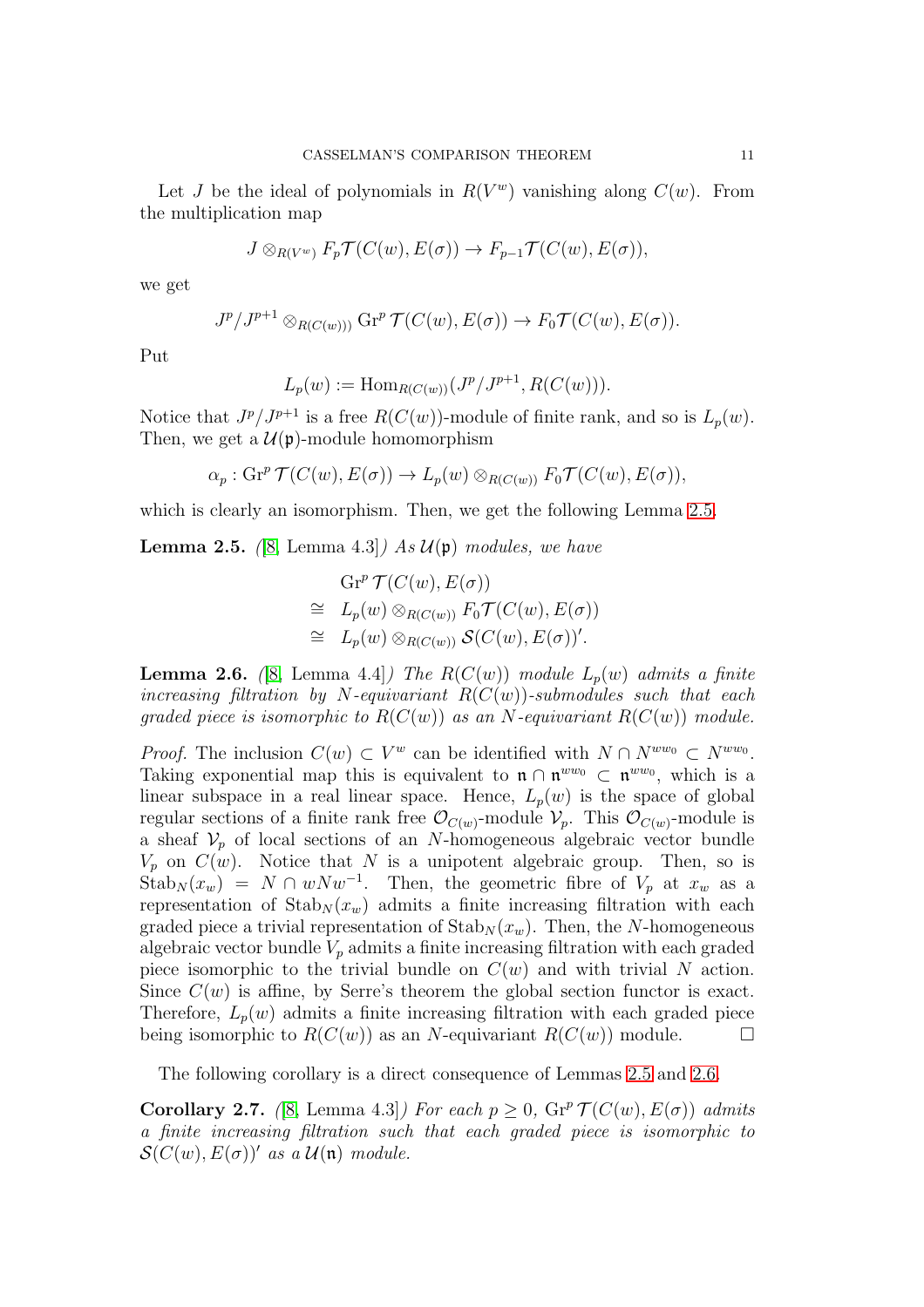Let $J$ be the ideal of polynomials in $R(V^w)$ vanishing along $C(w)$. From the multiplication map

$$J \otimes_{R(V^w)} F_p\mathcal{T}(C(w), E(\sigma)) \to F_{p-1}\mathcal{T}(C(w), E(\sigma)),$$

we get

$$J^p/J^{p+1} \otimes_{R(C(w)))} \mathrm{Gr}^p\,\mathcal{T}(C(w), E(\sigma)) \to F_0\mathcal{T}(C(w), E(\sigma)).$$

Put

$$L_p(w) := \mathrm{Hom}_{R(C(w))}(J^p/J^{p+1}, R(C(w))).$$

Notice that $J^p/J^{p+1}$ is a free $R(C(w))$-module of finite rank, and so is $L_p(w)$. Then, we get a $\mathcal{U}(\mathfrak{p})$-module homomorphism

$$\alpha_p : \mathrm{Gr}^p\,\mathcal{T}(C(w), E(\sigma)) \to L_p(w) \otimes_{R(C(w))} F_0\mathcal{T}(C(w), E(\sigma)),$$

which is clearly an isomorphism. Then, we get the following Lemma 2.5.

**Lemma 2.5.** *([8, Lemma 4.3]) As $\mathcal{U}(\mathfrak{p})$ modules, we have*

$$\begin{aligned} & \mathrm{Gr}^p\,\mathcal{T}(C(w), E(\sigma)) \\ \cong\ & L_p(w) \otimes_{R(C(w))} F_0\mathcal{T}(C(w), E(\sigma)) \\ \cong\ & L_p(w) \otimes_{R(C(w))} \mathcal{S}(C(w), E(\sigma))'. \end{aligned}$$

**Lemma 2.6.** *([8, Lemma 4.4]) The $R(C(w))$ module $L_p(w)$ admits a finite increasing filtration by $N$-equivariant $R(C(w))$-submodules such that each graded piece is isomorphic to $R(C(w))$ as an $N$-equivariant $R(C(w))$ module.*

*Proof.* The inclusion $C(w) \subset V^w$ can be identified with $N \cap N^{ww_0} \subset N^{ww_0}$. Taking exponential map this is equivalent to $\mathfrak{n} \cap \mathfrak{n}^{ww_0} \subset \mathfrak{n}^{ww_0}$, which is a linear subspace in a real linear space. Hence, $L_p(w)$ is the space of global regular sections of a finite rank free $\mathcal{O}_{C(w)}$-module $\mathcal{V}_p$. This $\mathcal{O}_{C(w)}$-module is a sheaf $\mathcal{V}_p$ of local sections of an $N$-homogeneous algebraic vector bundle $V_p$ on $C(w)$. Notice that $N$ is a unipotent algebraic group. Then, so is $\mathrm{Stab}_N(x_w) = N \cap wNw^{-1}$. Then, the geometric fibre of $V_p$ at $x_w$ as a representation of $\mathrm{Stab}_N(x_w)$ admits a finite increasing filtration with each graded piece a trivial representation of $\mathrm{Stab}_N(x_w)$. Then, the $N$-homogeneous algebraic vector bundle $V_p$ admits a finite increasing filtration with each graded piece isomorphic to the trivial bundle on $C(w)$ and with trivial $N$ action. Since $C(w)$ is affine, by Serre's theorem the global section functor is exact. Therefore, $L_p(w)$ admits a finite increasing filtration with each graded piece being isomorphic to $R(C(w))$ as an $N$-equivariant $R(C(w))$ module. $\square$

The following corollary is a direct consequence of Lemmas 2.5 and 2.6.

**Corollary 2.7.** *([8, Lemma 4.3]) For each $p \geq 0$, $\mathrm{Gr}^p\,\mathcal{T}(C(w), E(\sigma))$ admits a finite increasing filtration such that each graded piece is isomorphic to $\mathcal{S}(C(w), E(\sigma))'$ as a $\mathcal{U}(\mathfrak{n})$ module.*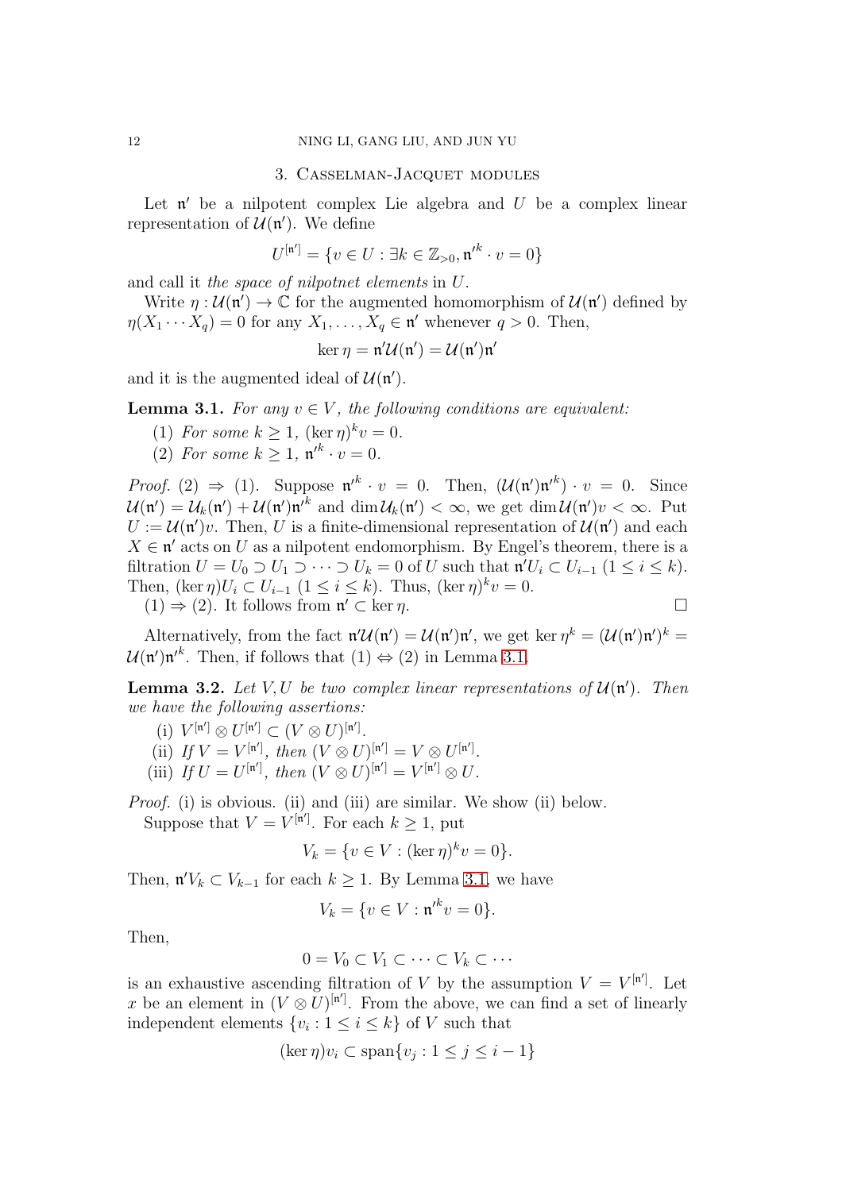## 3. Casselman-Jacquet modules

Let $\mathfrak{n}'$ be a nilpotent complex Lie algebra and $U$ be a complex linear representation of $\mathcal{U}(\mathfrak{n}')$. We define

$$U^{[\mathfrak{n}']} = \{v \in U : \exists k \in \mathbb{Z}_{>0}, \mathfrak{n}'^k \cdot v = 0\}$$

and call it *the space of nilpotnet elements* in $U$.

Write $\eta : \mathcal{U}(\mathfrak{n}') \to \mathbb{C}$ for the augmented homomorphism of $\mathcal{U}(\mathfrak{n}')$ defined by $\eta(X_1 \cdots X_q) = 0$ for any $X_1, \dots, X_q \in \mathfrak{n}'$ whenever $q > 0$. Then,

$$\ker \eta = \mathfrak{n}'\mathcal{U}(\mathfrak{n}') = \mathcal{U}(\mathfrak{n}')\mathfrak{n}'$$

and it is the augmented ideal of $\mathcal{U}(\mathfrak{n}')$.

**Lemma 3.1.** *For any $v \in V$, the following conditions are equivalent:*

(1) *For some $k \geq 1$, $(\ker \eta)^k v = 0$.*
(2) *For some $k \geq 1$, $\mathfrak{n}'^k \cdot v = 0$.*

*Proof.* (2) $\Rightarrow$ (1). Suppose $\mathfrak{n}'^k \cdot v = 0$. Then, $(\mathcal{U}(\mathfrak{n}')\mathfrak{n}'^k) \cdot v = 0$. Since $\mathcal{U}(\mathfrak{n}') = \mathcal{U}_k(\mathfrak{n}') + \mathcal{U}(\mathfrak{n}')\mathfrak{n}'^k$ and $\dim \mathcal{U}_k(\mathfrak{n}') < \infty$, we get $\dim \mathcal{U}(\mathfrak{n}')v < \infty$. Put $U := \mathcal{U}(\mathfrak{n}')v$. Then, $U$ is a finite-dimensional representation of $\mathcal{U}(\mathfrak{n}')$ and each $X \in \mathfrak{n}'$ acts on $U$ as a nilpotent endomorphism. By Engel's theorem, there is a filtration $U = U_0 \supset U_1 \supset \cdots \supset U_k = 0$ of $U$ such that $\mathfrak{n}'U_i \subset U_{i-1}$ $(1 \leq i \leq k)$. Then, $(\ker \eta)U_i \subset U_{i-1}$ $(1 \leq i \leq k)$. Thus, $(\ker \eta)^k v = 0$.

(1) $\Rightarrow$ (2). It follows from $\mathfrak{n}' \subset \ker \eta$. □

Alternatively, from the fact $\mathfrak{n}'\mathcal{U}(\mathfrak{n}') = \mathcal{U}(\mathfrak{n}')\mathfrak{n}'$, we get $\ker \eta^k = (\mathcal{U}(\mathfrak{n}')\mathfrak{n}')^k = \mathcal{U}(\mathfrak{n}')\mathfrak{n}'^k$. Then, if follows that (1) $\Leftrightarrow$ (2) in Lemma 3.1.

**Lemma 3.2.** *Let $V, U$ be two complex linear representations of $\mathcal{U}(\mathfrak{n}')$. Then we have the following assertions:*

(i) $V^{[\mathfrak{n}']} \otimes U^{[\mathfrak{n}']} \subset (V \otimes U)^{[\mathfrak{n}']}$.
(ii) *If $V = V^{[\mathfrak{n}']}$, then $(V \otimes U)^{[\mathfrak{n}']} = V \otimes U^{[\mathfrak{n}']}$.*
(iii) *If $U = U^{[\mathfrak{n}']}$, then $(V \otimes U)^{[\mathfrak{n}']} = V^{[\mathfrak{n}']} \otimes U$.*

*Proof.* (i) is obvious. (ii) and (iii) are similar. We show (ii) below.

Suppose that $V = V^{[\mathfrak{n}']}$. For each $k \geq 1$, put

$$V_k = \{v \in V : (\ker \eta)^k v = 0\}.$$

Then, $\mathfrak{n}'V_k \subset V_{k-1}$ for each $k \geq 1$. By Lemma 3.1, we have

$$V_k = \{v \in V : \mathfrak{n}'^k v = 0\}.$$

Then,

$$0 = V_0 \subset V_1 \subset \cdots \subset V_k \subset \cdots$$

is an exhaustive ascending filtration of $V$ by the assumption $V = V^{[\mathfrak{n}']}$. Let $x$ be an element in $(V \otimes U)^{[\mathfrak{n}']}$. From the above, we can find a set of linearly independent elements $\{v_i : 1 \leq i \leq k\}$ of $V$ such that

$$(\ker \eta)v_i \subset \operatorname{span}\{v_j : 1 \leq j \leq i - 1\}$$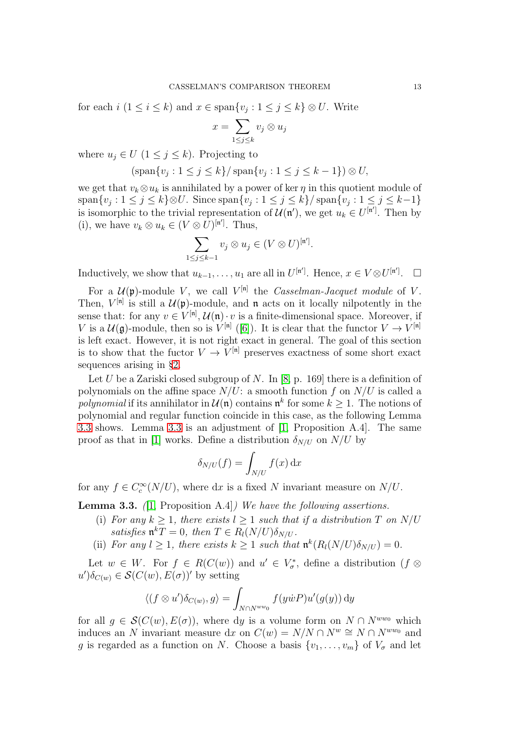for each $i$ ($1 \leq i \leq k$) and $x \in \mathrm{span}\{v_j : 1 \leq j \leq k\} \otimes U$. Write

$$x = \sum_{1 \leq j \leq k} v_j \otimes u_j$$

where $u_j \in U$ ($1 \leq j \leq k$). Projecting to

$$(\mathrm{span}\{v_j : 1 \leq j \leq k\} / \mathrm{span}\{v_j : 1 \leq j \leq k-1\}) \otimes U,$$

we get that $v_k \otimes u_k$ is annihilated by a power of $\ker \eta$ in this quotient module of $\mathrm{span}\{v_j : 1 \leq j \leq k\} \otimes U$. Since $\mathrm{span}\{v_j : 1 \leq j \leq k\} / \mathrm{span}\{v_j : 1 \leq j \leq k-1\}$ is isomorphic to the trivial representation of $\mathcal{U}(\mathfrak{n}')$, we get $u_k \in U^{[\mathfrak{n}']}$. Then by (i), we have $v_k \otimes u_k \in (V \otimes U)^{[\mathfrak{n}']}$. Thus,

$$\sum_{1 \leq j \leq k-1} v_j \otimes u_j \in (V \otimes U)^{[\mathfrak{n}']}.$$

Inductively, we show that $u_{k-1}, \ldots, u_1$ are all in $U^{[\mathfrak{n}']}$. Hence, $x \in V \otimes U^{[\mathfrak{n}']}$. $\square$

For a $\mathcal{U}(\mathfrak{p})$-module $V$, we call $V^{[\mathfrak{n}]}$ the *Casselman-Jacquet module* of $V$. Then, $V^{[\mathfrak{n}]}$ is still a $\mathcal{U}(\mathfrak{p})$-module, and $\mathfrak{n}$ acts on it locally nilpotently in the sense that: for any $v \in V^{[\mathfrak{n}]}$, $\mathcal{U}(\mathfrak{n}) \cdot v$ is a finite-dimensional space. Moreover, if $V$ is a $\mathcal{U}(\mathfrak{g})$-module, then so is $V^{[\mathfrak{n}]}$ ([6]). It is clear that the functor $V \to V^{[\mathfrak{n}]}$ is left exact. However, it is not right exact in general. The goal of this section is to show that the fuctor $V \to V^{[\mathfrak{n}]}$ preserves exactness of some short exact sequences arising in §2.

Let $U$ be a Zariski closed subgroup of $N$. In [8, p. 169] there is a definition of polynomials on the affine space $N/U$: a smooth function $f$ on $N/U$ is called a *polynomial* if its annihilator in $\mathcal{U}(\mathfrak{n})$ contains $\mathfrak{n}^k$ for some $k \geq 1$. The notions of polynomial and regular function coincide in this case, as the following Lemma 3.3 shows. Lemma 3.3 is an adjustment of [1, Proposition A.4]. The same proof as that in [1] works. Define a distribution $\delta_{N/U}$ on $N/U$ by

$$\delta_{N/U}(f) = \int_{N/U} f(x)\,\mathrm{d}x$$

for any $f \in C_c^\infty(N/U)$, where $\mathrm{d}x$ is a fixed $N$ invariant measure on $N/U$.

**Lemma 3.3.** *([1, Proposition A.4]) We have the following assertions.*

(i) *For any $k \geq 1$, there exists $l \geq 1$ such that if a distribution $T$ on $N/U$ satisfies $\mathfrak{n}^k T = 0$, then $T \in R_l(N/U)\delta_{N/U}$.*

(ii) *For any $l \geq 1$, there exists $k \geq 1$ such that $\mathfrak{n}^k(R_l(N/U)\delta_{N/U}) = 0$.*

Let $w \in W$. For $f \in R(C(w))$ and $u' \in V_\sigma^*$, define a distribution $(f \otimes u')\delta_{C(w)} \in \mathcal{S}(C(w), E(\sigma))'$ by setting

$$\langle (f \otimes u')\delta_{C(w)}, g \rangle = \int_{N \cap N^{ww_0}} f(y\dot{w}P) u'(g(y))\,\mathrm{d}y$$

for all $g \in \mathcal{S}(C(w), E(\sigma))$, where $\mathrm{d}y$ is a volume form on $N \cap N^{ww_0}$ which induces an $N$ invariant measure $\mathrm{d}x$ on $C(w) = N/N \cap N^w \cong N \cap N^{ww_0}$ and $g$ is regarded as a function on $N$. Choose a basis $\{v_1, \ldots, v_m\}$ of $V_\sigma$ and let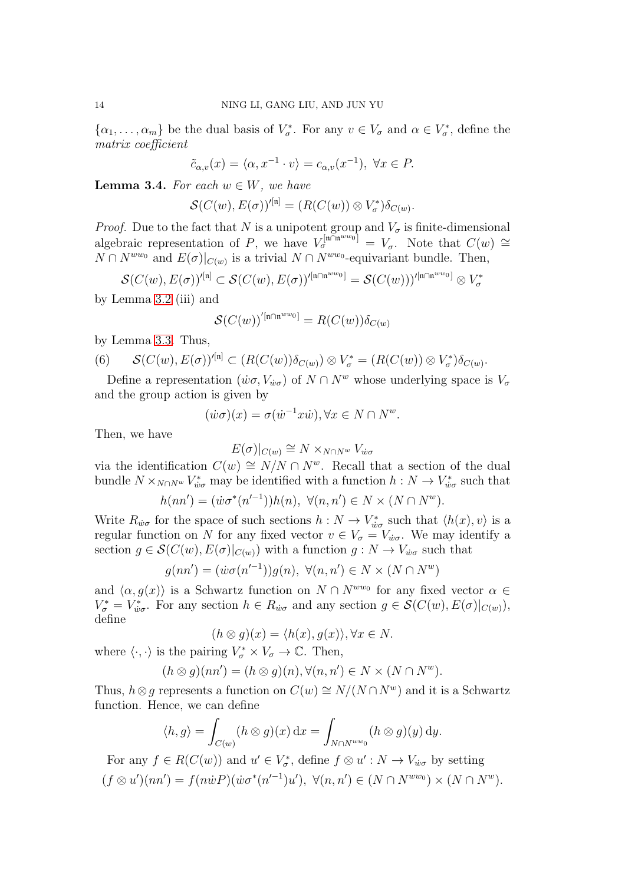$\{\alpha_1, \ldots, \alpha_m\}$ be the dual basis of $V_\sigma^*$. For any $v \in V_\sigma$ and $\alpha \in V_\sigma^*$, define the *matrix coefficient*

$$\tilde{c}_{\alpha,v}(x) = \langle \alpha, x^{-1} \cdot v\rangle = c_{\alpha,v}(x^{-1}),\ \forall x \in P.$$

**Lemma 3.4.** *For each $w \in W$, we have*

$$\mathcal{S}(C(w), E(\sigma))'^{[\mathfrak{n}]} = (R(C(w)) \otimes V_\sigma^*)\delta_{C(w)}.$$

*Proof.* Due to the fact that $N$ is a unipotent group and $V_\sigma$ is finite-dimensional algebraic representation of $P$, we have $V_\sigma^{[\mathfrak{n}\cap\mathfrak{n}^{ww_0}]} = V_\sigma$. Note that $C(w) \cong N \cap N^{ww_0}$ and $E(\sigma)|_{C(w)}$ is a trivial $N \cap N^{ww_0}$-equivariant bundle. Then,

$$\mathcal{S}(C(w), E(\sigma))'^{[\mathfrak{n}]} \subset \mathcal{S}(C(w), E(\sigma))'^{[\mathfrak{n}\cap\mathfrak{n}^{ww_0}]} = \mathcal{S}(C(w)))'^{[\mathfrak{n}\cap\mathfrak{n}^{ww_0}]} \otimes V_\sigma^*$$

by Lemma 3.2 (iii) and

$$\mathcal{S}(C(w))'^{[\mathfrak{n}\cap\mathfrak{n}^{ww_0}]} = R(C(w))\delta_{C(w)}$$

by Lemma 3.3. Thus,

$$\mathcal{S}(C(w), E(\sigma))'^{[\mathfrak{n}]} \subset (R(C(w))\delta_{C(w)}) \otimes V_\sigma^* = (R(C(w)) \otimes V_\sigma^*)\delta_{C(w)}. \tag{6}$$

Define a representation $(\dot{w}\sigma, V_{\dot{w}\sigma})$ of $N \cap N^w$ whose underlying space is $V_\sigma$ and the group action is given by

$$(\dot{w}\sigma)(x) = \sigma(\dot{w}^{-1}x\dot{w}), \forall x \in N \cap N^w.$$

Then, we have

$$E(\sigma)|_{C(w)} \cong N \times_{N\cap N^w} V_{\dot{w}\sigma}$$

via the identification $C(w) \cong N/N \cap N^w$. Recall that a section of the dual bundle $N \times_{N\cap N^w} V_{\dot{w}\sigma}^*$ may be identified with a function $h : N \to V_{\dot{w}\sigma}^*$ such that

$$h(nn') = (\dot{w}\sigma^*(n'^{-1}))h(n),\ \forall (n, n') \in N \times (N \cap N^w).$$

Write $R_{\dot{w}\sigma}$ for the space of such sections $h : N \to V_{\dot{w}\sigma}^*$ such that $\langle h(x), v\rangle$ is a regular function on $N$ for any fixed vector $v \in V_\sigma = V_{\dot{w}\sigma}$. We may identify a section $g \in \mathcal{S}(C(w), E(\sigma)|_{C(w)})$ with a function $g : N \to V_{\dot{w}\sigma}$ such that

$$g(nn') = (\dot{w}\sigma(n'^{-1}))g(n),\ \forall (n, n') \in N \times (N \cap N^w)$$

and $\langle \alpha, g(x)\rangle$ is a Schwartz function on $N \cap N^{ww_0}$ for any fixed vector $\alpha \in V_\sigma^* = V_{\dot{w}\sigma}^*$. For any section $h \in R_{\dot{w}\sigma}$ and any section $g \in \mathcal{S}(C(w), E(\sigma)|_{C(w)})$, define

$$(h \otimes g)(x) = \langle h(x), g(x)\rangle, \forall x \in N.$$

where $\langle\cdot,\cdot\rangle$ is the pairing $V_\sigma^* \times V_\sigma \to \mathbb{C}$. Then,

$$(h \otimes g)(nn') = (h \otimes g)(n), \forall (n, n') \in N \times (N \cap N^w).$$

Thus, $h \otimes g$ represents a function on $C(w) \cong N/(N \cap N^w)$ and it is a Schwartz function. Hence, we can define

$$\langle h, g\rangle = \int_{C(w)} (h \otimes g)(x)\,\mathrm{d}x = \int_{N\cap N^{ww_0}} (h \otimes g)(y)\,\mathrm{d}y.$$

For any $f \in R(C(w))$ and $u' \in V_\sigma^*$, define $f \otimes u' : N \to V_{\dot{w}\sigma}$ by setting

$$(f \otimes u')(nn') = f(n\dot{w}P)(\dot{w}\sigma^*(n'^{-1})u'),\ \forall (n, n') \in (N \cap N^{ww_0}) \times (N \cap N^w).$$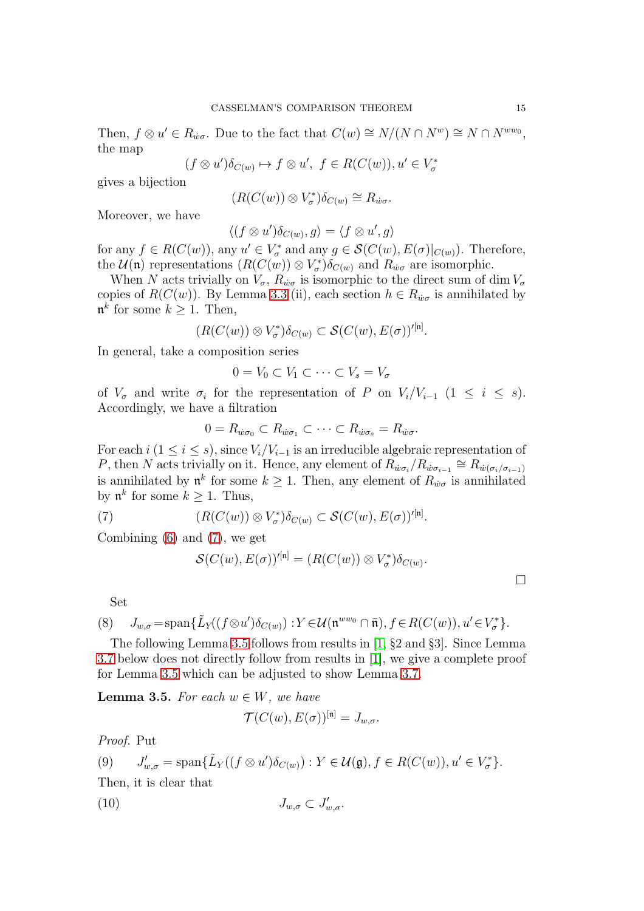Then, $f \otimes u' \in R_{\dot{w}\sigma}$. Due to the fact that $C(w) \cong N/(N \cap N^w) \cong N \cap N^{ww_0}$, the map

$$(f \otimes u')\delta_{C(w)} \mapsto f \otimes u',\ f \in R(C(w)), u' \in V_\sigma^*$$

gives a bijection

$$(R(C(w)) \otimes V_\sigma^*)\delta_{C(w)} \cong R_{\dot{w}\sigma}.$$

Moreover, we have

$$\langle (f \otimes u')\delta_{C(w)}, g\rangle = \langle f \otimes u', g\rangle$$

for any $f \in R(C(w))$, any $u' \in V_\sigma^*$ and any $g \in \mathcal{S}(C(w), E(\sigma)|_{C(w)})$. Therefore, the $\mathcal{U}(\mathfrak{n})$ representations $(R(C(w)) \otimes V_\sigma^*)\delta_{C(w)}$ and $R_{\dot{w}\sigma}$ are isomorphic.

When $N$ acts trivially on $V_\sigma$, $R_{\dot{w}\sigma}$ is isomorphic to the direct sum of $\dim V_\sigma$ copies of $R(C(w))$. By Lemma 3.3 (ii), each section $h \in R_{\dot{w}\sigma}$ is annihilated by $\mathfrak{n}^k$ for some $k \geq 1$. Then,

$$(R(C(w)) \otimes V_\sigma^*)\delta_{C(w)} \subset \mathcal{S}(C(w), E(\sigma))'^{[\mathfrak{n}]}.$$

In general, take a composition series

$$0 = V_0 \subset V_1 \subset \cdots \subset V_s = V_\sigma$$

of $V_\sigma$ and write $\sigma_i$ for the representation of $P$ on $V_i/V_{i-1}$ $(1 \leq i \leq s)$. Accordingly, we have a filtration

$$0 = R_{\dot{w}\sigma_0} \subset R_{\dot{w}\sigma_1} \subset \cdots \subset R_{\dot{w}\sigma_s} = R_{\dot{w}\sigma}.$$

For each $i$ $(1 \leq i \leq s)$, since $V_i/V_{i-1}$ is an irreducible algebraic representation of $P$, then $N$ acts trivially on it. Hence, any element of $R_{\dot{w}\sigma_i}/R_{\dot{w}\sigma_{i-1}} \cong R_{\dot{w}(\sigma_i/\sigma_{i-1})}$ is annihilated by $\mathfrak{n}^k$ for some $k \geq 1$. Then, any element of $R_{\dot{w}\sigma}$ is annihilated by $\mathfrak{n}^k$ for some $k \geq 1$. Thus,

$$(R(C(w)) \otimes V_\sigma^*)\delta_{C(w)} \subset \mathcal{S}(C(w), E(\sigma))'^{[\mathfrak{n}]}. \tag{7}$$

Combining (6) and (7), we get

$$\mathcal{S}(C(w), E(\sigma))'^{[\mathfrak{n}]} = (R(C(w)) \otimes V_\sigma^*)\delta_{C(w)}.$$

□

Set

$$J_{w,\sigma} = \operatorname{span}\{\tilde{L}_Y((f \otimes u')\delta_{C(w)}) : Y \in \mathcal{U}(\mathfrak{n}^{ww_0} \cap \bar{\mathfrak{n}}), f \in R(C(w)), u' \in V_\sigma^*\}. \tag{8}$$

The following Lemma 3.5 follows from results in [1, §2 and §3]. Since Lemma 3.7 below does not directly follow from results in [1], we give a complete proof for Lemma 3.5 which can be adjusted to show Lemma 3.7.

**Lemma 3.5.** *For each $w \in W$, we have*

$$\mathcal{T}(C(w), E(\sigma))^{[\mathfrak{n}]} = J_{w,\sigma}.$$

*Proof.* Put

$$J'_{w,\sigma} = \operatorname{span}\{\tilde{L}_Y((f \otimes u')\delta_{C(w)}) : Y \in \mathcal{U}(\mathfrak{g}), f \in R(C(w)), u' \in V_\sigma^*\}. \tag{9}$$

Then, it is clear that

$$J_{w,\sigma} \subset J'_{w,\sigma}. \tag{10}$$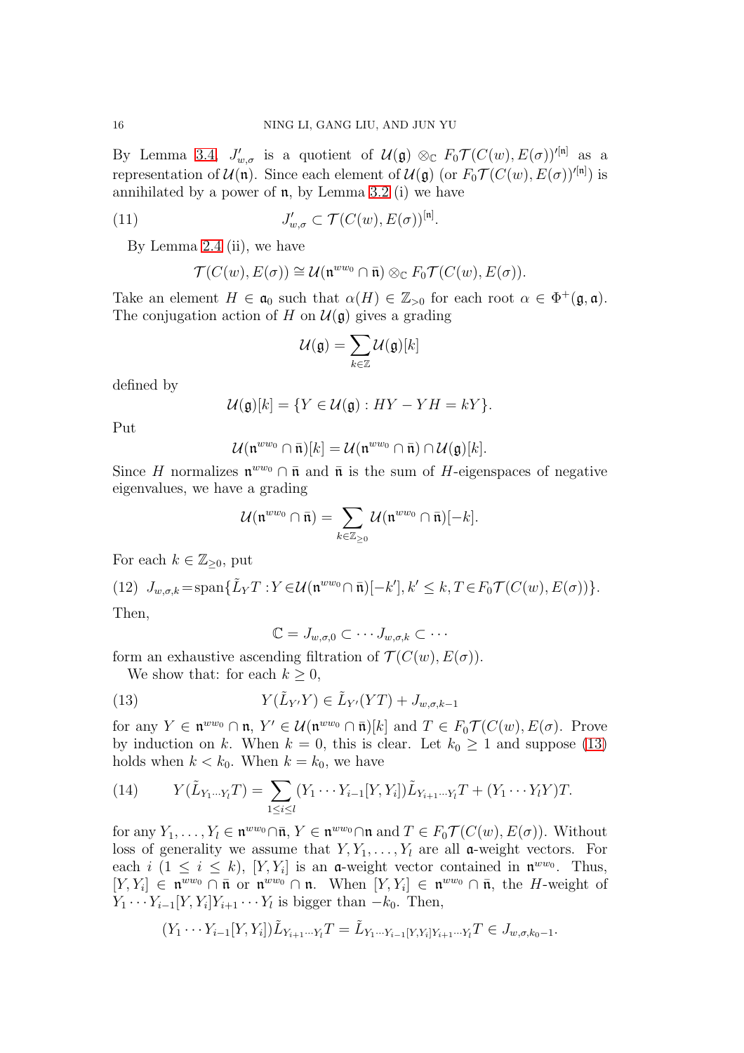By Lemma 3.4, $J'_{w,\sigma}$ is a quotient of $\mathcal{U}(\mathfrak{g}) \otimes_{\mathbb{C}} F_0\mathcal{T}(C(w), E(\sigma))'^{[\mathfrak{n}]}$ as a representation of $\mathcal{U}(\mathfrak{n})$. Since each element of $\mathcal{U}(\mathfrak{g})$ (or $F_0\mathcal{T}(C(w), E(\sigma))'^{[\mathfrak{n}]}$) is annihilated by a power of $\mathfrak{n}$, by Lemma 3.2 (i) we have

$$J'_{w,\sigma} \subset \mathcal{T}(C(w), E(\sigma))^{[\mathfrak{n}]}. \tag{11}$$

By Lemma 2.4 (ii), we have

$$\mathcal{T}(C(w), E(\sigma)) \cong \mathcal{U}(\mathfrak{n}^{ww_0} \cap \bar{\mathfrak{n}}) \otimes_{\mathbb{C}} F_0\mathcal{T}(C(w), E(\sigma)).$$

Take an element $H \in \mathfrak{a}_0$ such that $\alpha(H) \in \mathbb{Z}_{>0}$ for each root $\alpha \in \Phi^+(\mathfrak{g}, \mathfrak{a})$. The conjugation action of $H$ on $\mathcal{U}(\mathfrak{g})$ gives a grading

$$\mathcal{U}(\mathfrak{g}) = \sum_{k \in \mathbb{Z}} \mathcal{U}(\mathfrak{g})[k]$$

defined by

$$\mathcal{U}(\mathfrak{g})[k] = \{Y \in \mathcal{U}(\mathfrak{g}) : HY - YH = kY\}.$$

Put

$$\mathcal{U}(\mathfrak{n}^{ww_0} \cap \bar{\mathfrak{n}})[k] = \mathcal{U}(\mathfrak{n}^{ww_0} \cap \bar{\mathfrak{n}}) \cap \mathcal{U}(\mathfrak{g})[k].$$

Since $H$ normalizes $\mathfrak{n}^{ww_0} \cap \bar{\mathfrak{n}}$ and $\bar{\mathfrak{n}}$ is the sum of $H$-eigenspaces of negative eigenvalues, we have a grading

$$\mathcal{U}(\mathfrak{n}^{ww_0} \cap \bar{\mathfrak{n}}) = \sum_{k \in \mathbb{Z}_{\geq 0}} \mathcal{U}(\mathfrak{n}^{ww_0} \cap \bar{\mathfrak{n}})[-k].$$

For each $k \in \mathbb{Z}_{\geq 0}$, put

$$J_{w,\sigma,k} = \operatorname{span}\{\tilde{L}_Y T : Y \in \mathcal{U}(\mathfrak{n}^{ww_0} \cap \bar{\mathfrak{n}})[-k'], k' \leq k, T \in F_0\mathcal{T}(C(w), E(\sigma))\}. \tag{12}$$

Then,

$$\mathbb{C} = J_{w,\sigma,0} \subset \cdots J_{w,\sigma,k} \subset \cdots$$

form an exhaustive ascending filtration of $\mathcal{T}(C(w), E(\sigma))$.

We show that: for each $k \geq 0$,

$$Y(\tilde{L}_{Y'} Y) \in \tilde{L}_{Y'}(YT) + J_{w,\sigma,k-1} \tag{13}$$

for any $Y \in \mathfrak{n}^{ww_0} \cap \mathfrak{n}$, $Y' \in \mathcal{U}(\mathfrak{n}^{ww_0} \cap \bar{\mathfrak{n}})[k]$ and $T \in F_0\mathcal{T}(C(w), E(\sigma)$. Prove by induction on $k$. When $k = 0$, this is clear. Let $k_0 \geq 1$ and suppose (13) holds when $k < k_0$. When $k = k_0$, we have

$$Y(\tilde{L}_{Y_1 \cdots Y_l} T) = \sum_{1 \leq i \leq l} (Y_1 \cdots Y_{i-1}[Y, Y_i]) \tilde{L}_{Y_{i+1} \cdots Y_l} T + (Y_1 \cdots Y_l Y) T. \tag{14}$$

for any $Y_1, \ldots, Y_l \in \mathfrak{n}^{ww_0} \cap \bar{\mathfrak{n}}$, $Y \in \mathfrak{n}^{ww_0} \cap \mathfrak{n}$ and $T \in F_0\mathcal{T}(C(w), E(\sigma))$. Without loss of generality we assume that $Y, Y_1, \ldots, Y_l$ are all $\mathfrak{a}$-weight vectors. For each $i$ $(1 \leq i \leq k)$, $[Y, Y_i]$ is an $\mathfrak{a}$-weight vector contained in $\mathfrak{n}^{ww_0}$. Thus, $[Y, Y_i] \in \mathfrak{n}^{ww_0} \cap \bar{\mathfrak{n}}$ or $\mathfrak{n}^{ww_0} \cap \mathfrak{n}$. When $[Y, Y_i] \in \mathfrak{n}^{ww_0} \cap \bar{\mathfrak{n}}$, the $H$-weight of $Y_1 \cdots Y_{i-1}[Y, Y_i] Y_{i+1} \cdots Y_l$ is bigger than $-k_0$. Then,

$$(Y_1 \cdots Y_{i-1}[Y, Y_i]) \tilde{L}_{Y_{i+1} \cdots Y_l} T = \tilde{L}_{Y_1 \cdots Y_{i-1}[Y, Y_i] Y_{i+1} \cdots Y_l} T \in J_{w,\sigma,k_0-1}.$$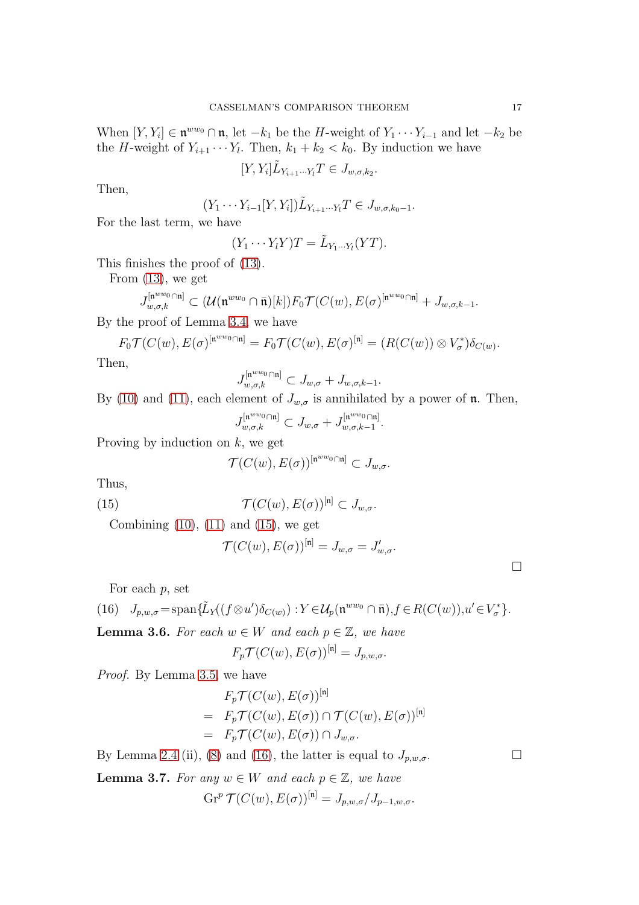When $[Y, Y_i] \in \mathfrak{n}^{ww_0} \cap \mathfrak{n}$, let $-k_1$ be the $H$-weight of $Y_1 \cdots Y_{i-1}$ and let $-k_2$ be the $H$-weight of $Y_{i+1} \cdots Y_l$. Then, $k_1 + k_2 < k_0$. By induction we have

$$[Y, Y_i]\tilde{L}_{Y_{i+1}\cdots Y_l} T \in J_{w,\sigma,k_2}.$$

Then,

$$(Y_1 \cdots Y_{i-1}[Y, Y_i])\tilde{L}_{Y_{i+1}\cdots Y_l} T \in J_{w,\sigma,k_0-1}.$$

For the last term, we have

$$(Y_1 \cdots Y_l Y)T = \tilde{L}_{Y_1\cdots Y_l}(YT).$$

This finishes the proof of (13).

From (13), we get

$$J_{w,\sigma,k}^{[\mathfrak{n}^{ww_0}\cap\mathfrak{n}]} \subset (\mathcal{U}(\mathfrak{n}^{ww_0} \cap \bar{\mathfrak{n}})[k]) F_0 \mathcal{T}(C(w), E(\sigma)^{[\mathfrak{n}^{ww_0}\cap\mathfrak{n}]} + J_{w,\sigma,k-1}.$$

By the proof of Lemma 3.4, we have

$$F_0 \mathcal{T}(C(w), E(\sigma)^{[\mathfrak{n}^{ww_0}\cap\mathfrak{n}]} = F_0 \mathcal{T}(C(w), E(\sigma)^{[\mathfrak{n}]} = (R(C(w)) \otimes V_\sigma^*)\delta_{C(w)}.$$

Then,

$$J_{w,\sigma,k}^{[\mathfrak{n}^{ww_0}\cap\mathfrak{n}]} \subset J_{w,\sigma} + J_{w,\sigma,k-1}.$$

By (10) and (11), each element of $J_{w,\sigma}$ is annihilated by a power of $\mathfrak{n}$. Then,

$$J_{w,\sigma,k}^{[\mathfrak{n}^{ww_0}\cap\mathfrak{n}]} \subset J_{w,\sigma} + J_{w,\sigma,k-1}^{[\mathfrak{n}^{ww_0}\cap\mathfrak{n}]}.$$

Proving by induction on $k$, we get

$$\mathcal{T}(C(w), E(\sigma))^{[\mathfrak{n}^{ww_0}\cap\mathfrak{n}]} \subset J_{w,\sigma}.$$

Thus,

$$\mathcal{T}(C(w), E(\sigma))^{[\mathfrak{n}]} \subset J_{w,\sigma}. \tag{15}$$

Combining (10), (11) and (15), we get

$$\mathcal{T}(C(w), E(\sigma))^{[\mathfrak{n}]} = J_{w,\sigma} = J'_{w,\sigma}.$$

□

For each $p$, set

$$J_{p,w,\sigma} = \mathrm{span}\{\tilde{L}_Y((f \otimes u')\delta_{C(w)}) : Y \in \mathcal{U}_p(\mathfrak{n}^{ww_0} \cap \bar{\mathfrak{n}}), f \in R(C(w)), u' \in V_\sigma^*\}. \tag{16}$$

**Lemma 3.6.** *For each $w \in W$ and each $p \in \mathbb{Z}$, we have*

$$F_p \mathcal{T}(C(w), E(\sigma))^{[\mathfrak{n}]} = J_{p,w,\sigma}.$$

*Proof.* By Lemma 3.5, we have

$$\begin{aligned}
& F_p \mathcal{T}(C(w), E(\sigma))^{[\mathfrak{n}]} \\
= \;& F_p \mathcal{T}(C(w), E(\sigma)) \cap \mathcal{T}(C(w), E(\sigma))^{[\mathfrak{n}]} \\
= \;& F_p \mathcal{T}(C(w), E(\sigma)) \cap J_{w,\sigma}.
\end{aligned}$$

By Lemma 2.4 (ii), (8) and (16), the latter is equal to $J_{p,w,\sigma}$. □

**Lemma 3.7.** *For any $w \in W$ and each $p \in \mathbb{Z}$, we have*

$$\mathrm{Gr}^p \, \mathcal{T}(C(w), E(\sigma))^{[\mathfrak{n}]} = J_{p,w,\sigma}/J_{p-1,w,\sigma}.$$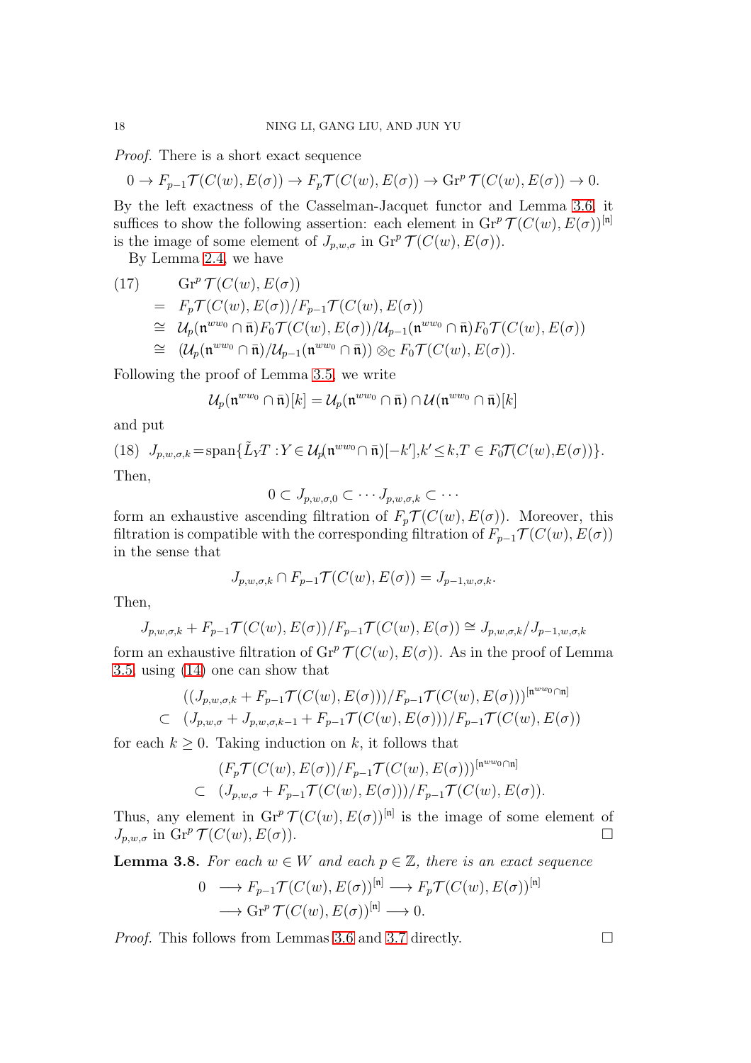*Proof.* There is a short exact sequence

$$0 \to F_{p-1}\mathcal{T}(C(w), E(\sigma)) \to F_p\mathcal{T}(C(w), E(\sigma)) \to \mathrm{Gr}^p\,\mathcal{T}(C(w), E(\sigma)) \to 0.$$

By the left exactness of the Casselman-Jacquet functor and Lemma 3.6, it suffices to show the following assertion: each element in $\mathrm{Gr}^p\,\mathcal{T}(C(w), E(\sigma))^{[\mathfrak{n}]}$ is the image of some element of $J_{p,w,\sigma}$ in $\mathrm{Gr}^p\,\mathcal{T}(C(w), E(\sigma))$.

By Lemma 2.4, we have

$$\begin{aligned}
(17) \qquad & \mathrm{Gr}^p\,\mathcal{T}(C(w), E(\sigma)) \\
= \ & F_p\mathcal{T}(C(w), E(\sigma))/F_{p-1}\mathcal{T}(C(w), E(\sigma)) \\
\cong \ & \mathcal{U}_p(\mathfrak{n}^{ww_0} \cap \bar{\mathfrak{n}})F_0\mathcal{T}(C(w), E(\sigma))/\mathcal{U}_{p-1}(\mathfrak{n}^{ww_0} \cap \bar{\mathfrak{n}})F_0\mathcal{T}(C(w), E(\sigma)) \\
\cong \ & (\mathcal{U}_p(\mathfrak{n}^{ww_0} \cap \bar{\mathfrak{n}})/\mathcal{U}_{p-1}(\mathfrak{n}^{ww_0} \cap \bar{\mathfrak{n}})) \otimes_{\mathbb{C}} F_0\mathcal{T}(C(w), E(\sigma)).
\end{aligned}$$

Following the proof of Lemma 3.5, we write

$$\mathcal{U}_p(\mathfrak{n}^{ww_0} \cap \bar{\mathfrak{n}})[k] = \mathcal{U}_p(\mathfrak{n}^{ww_0} \cap \bar{\mathfrak{n}}) \cap \mathcal{U}(\mathfrak{n}^{ww_0} \cap \bar{\mathfrak{n}})[k]$$

and put

$$(18) \quad J_{p,w,\sigma,k} = \mathrm{span}\{\tilde{L}_Y T : Y \in \mathcal{U}_p(\mathfrak{n}^{ww_0} \cap \bar{\mathfrak{n}})[-k'], k' \leq k, T \in F_0\mathcal{T}(C(w), E(\sigma))\}.$$

Then,

$$0 \subset J_{p,w,\sigma,0} \subset \cdots J_{p,w,\sigma,k} \subset \cdots$$

form an exhaustive ascending filtration of $F_p\mathcal{T}(C(w), E(\sigma))$. Moreover, this filtration is compatible with the corresponding filtration of $F_{p-1}\mathcal{T}(C(w), E(\sigma))$ in the sense that

$$J_{p,w,\sigma,k} \cap F_{p-1}\mathcal{T}(C(w), E(\sigma)) = J_{p-1,w,\sigma,k}.$$

Then,

$$J_{p,w,\sigma,k} + F_{p-1}\mathcal{T}(C(w), E(\sigma))/F_{p-1}\mathcal{T}(C(w), E(\sigma)) \cong J_{p,w,\sigma,k}/J_{p-1,w,\sigma,k}$$

form an exhaustive filtration of $\mathrm{Gr}^p\,\mathcal{T}(C(w), E(\sigma))$. As in the proof of Lemma 3.5, using (14) one can show that

$$\begin{aligned}
& ((J_{p,w,\sigma,k} + F_{p-1}\mathcal{T}(C(w), E(\sigma)))/F_{p-1}\mathcal{T}(C(w), E(\sigma)))^{[\mathfrak{n}^{ww_0} \cap \mathfrak{n}]} \\
\subset \ & (J_{p,w,\sigma} + J_{p,w,\sigma,k-1} + F_{p-1}\mathcal{T}(C(w), E(\sigma)))/F_{p-1}\mathcal{T}(C(w), E(\sigma))
\end{aligned}$$

for each $k \geq 0$. Taking induction on $k$, it follows that

$$\begin{aligned}
& (F_p\mathcal{T}(C(w), E(\sigma))/F_{p-1}\mathcal{T}(C(w), E(\sigma)))^{[\mathfrak{n}^{ww_0} \cap \mathfrak{n}]} \\
\subset \ & (J_{p,w,\sigma} + F_{p-1}\mathcal{T}(C(w), E(\sigma)))/F_{p-1}\mathcal{T}(C(w), E(\sigma)).
\end{aligned}$$

Thus, any element in $\mathrm{Gr}^p\,\mathcal{T}(C(w), E(\sigma))^{[\mathfrak{n}]}$ is the image of some element of $J_{p,w,\sigma}$ in $\mathrm{Gr}^p\,\mathcal{T}(C(w), E(\sigma))$. ◻

**Lemma 3.8.** *For each $w \in W$ and each $p \in \mathbb{Z}$, there is an exact sequence*

$$\begin{aligned}
0 \ & \longrightarrow F_{p-1}\mathcal{T}(C(w), E(\sigma))^{[\mathfrak{n}]} \longrightarrow F_p\mathcal{T}(C(w), E(\sigma))^{[\mathfrak{n}]} \\
& \longrightarrow \mathrm{Gr}^p\,\mathcal{T}(C(w), E(\sigma))^{[\mathfrak{n}]} \longrightarrow 0.
\end{aligned}$$

*Proof.* This follows from Lemmas 3.6 and 3.7 directly. ◻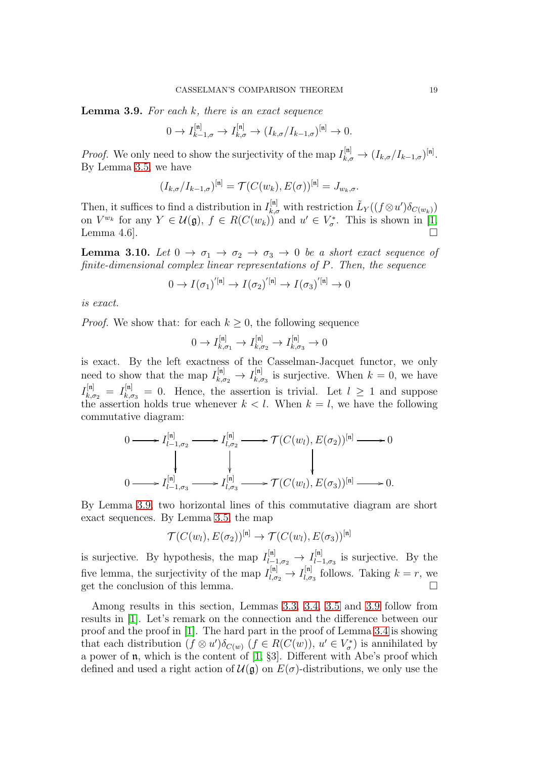**Lemma 3.9.** *For each $k$, there is an exact sequence*

$$0 \to I_{k-1,\sigma}^{[\mathfrak{n}]} \to I_{k,\sigma}^{[\mathfrak{n}]} \to (I_{k,\sigma}/I_{k-1,\sigma})^{[\mathfrak{n}]} \to 0.$$

*Proof.* We only need to show the surjectivity of the map $I_{k,\sigma}^{[\mathfrak{n}]} \to (I_{k,\sigma}/I_{k-1,\sigma})^{[\mathfrak{n}]}$. By Lemma 3.5, we have

$$(I_{k,\sigma}/I_{k-1,\sigma})^{[\mathfrak{n}]} = \mathcal{T}(C(w_k), E(\sigma))^{[\mathfrak{n}]} = J_{w_k,\sigma}.$$

Then, it suffices to find a distribution in $I_{k,\sigma}^{[\mathfrak{n}]}$ with restriction $\tilde{L}_Y((f \otimes u')\delta_{C(w_k)})$ on $V^{w_k}$ for any $Y \in \mathcal{U}(\mathfrak{g})$, $f \in R(C(w_k))$ and $u' \in V_\sigma^*$. This is shown in [1, Lemma 4.6]. □

**Lemma 3.10.** *Let $0 \to \sigma_1 \to \sigma_2 \to \sigma_3 \to 0$ be a short exact sequence of finite-dimensional complex linear representations of $P$. Then, the sequence*

$$0 \to {I(\sigma_1)'}^{[\mathfrak{n}]} \to {I(\sigma_2)'}^{[\mathfrak{n}]} \to {I(\sigma_3)'}^{[\mathfrak{n}]} \to 0$$

*is exact.*

*Proof.* We show that: for each $k \geq 0$, the following sequence

$$0 \to I_{k,\sigma_1}^{[\mathfrak{n}]} \to I_{k,\sigma_2}^{[\mathfrak{n}]} \to I_{k,\sigma_3}^{[\mathfrak{n}]} \to 0$$

is exact. By the left exactness of the Casselman-Jacquet functor, we only need to show that the map $I_{k,\sigma_2}^{[\mathfrak{n}]} \to I_{k,\sigma_3}^{[\mathfrak{n}]}$ is surjective. When $k = 0$, we have $I_{k,\sigma_2}^{[\mathfrak{n}]} = I_{k,\sigma_3}^{[\mathfrak{n}]} = 0$. Hence, the assertion is trivial. Let $l \geq 1$ and suppose the assertion holds true whenever $k < l$. When $k = l$, we have the following commutative diagram:

$$\begin{array}{ccccccccc}
0 & \longrightarrow & I_{l-1,\sigma_2}^{[\mathfrak{n}]} & \longrightarrow & I_{l,\sigma_2}^{[\mathfrak{n}]} & \longrightarrow & \mathcal{T}(C(w_l), E(\sigma_2))^{[\mathfrak{n}]} & \longrightarrow & 0 \\
 & & \downarrow & & \downarrow & & \downarrow & & \\
0 & \longrightarrow & I_{l-1,\sigma_3}^{[\mathfrak{n}]} & \longrightarrow & I_{l,\sigma_3}^{[\mathfrak{n}]} & \longrightarrow & \mathcal{T}(C(w_l), E(\sigma_3))^{[\mathfrak{n}]} & \longrightarrow & 0.
\end{array}$$

By Lemma 3.9, two horizontal lines of this commutative diagram are short exact sequences. By Lemma 3.5, the map

$$\mathcal{T}(C(w_l), E(\sigma_2))^{[\mathfrak{n}]} \to \mathcal{T}(C(w_l), E(\sigma_3))^{[\mathfrak{n}]}$$

is surjective. By hypothesis, the map $I_{l-1,\sigma_2}^{[\mathfrak{n}]} \to I_{l-1,\sigma_3}^{[\mathfrak{n}]}$ is surjective. By the five lemma, the surjectivity of the map $I_{l,\sigma_2}^{[\mathfrak{n}]} \to I_{l,\sigma_3}^{[\mathfrak{n}]}$ follows. Taking $k = r$, we get the conclusion of this lemma. □

Among results in this section, Lemmas 3.3, 3.4, 3.5 and 3.9 follow from results in [1]. Let's remark on the connection and the difference between our proof and the proof in [1]. The hard part in the proof of Lemma 3.4 is showing that each distribution $(f \otimes u')\delta_{C(w)}$ ($f \in R(C(w))$, $u' \in V_\sigma^*$) is annihilated by a power of $\mathfrak{n}$, which is the content of [1, §3]. Different with Abe's proof which defined and used a right action of $\mathcal{U}(\mathfrak{g})$ on $E(\sigma)$-distributions, we only use the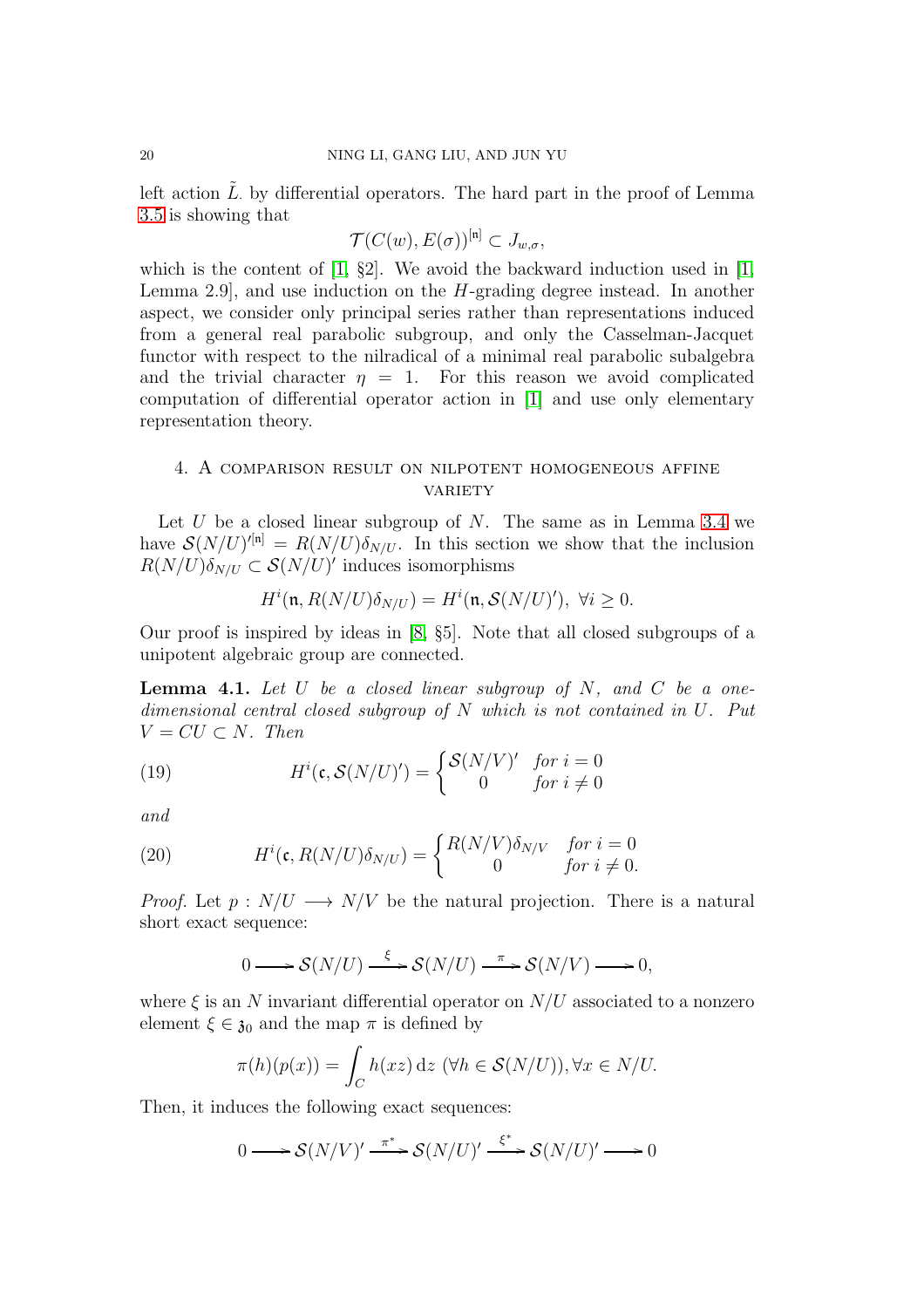left action $\tilde{L}$. by differential operators. The hard part in the proof of Lemma 3.5 is showing that

$$\mathcal{T}(C(w), E(\sigma))^{[\mathfrak{n}]} \subset J_{w,\sigma},$$

which is the content of [1, §2]. We avoid the backward induction used in [1, Lemma 2.9], and use induction on the $H$-grading degree instead. In another aspect, we consider only principal series rather than representations induced from a general real parabolic subgroup, and only the Casselman-Jacquet functor with respect to the nilradical of a minimal real parabolic subalgebra and the trivial character $\eta = 1$. For this reason we avoid complicated computation of differential operator action in [1] and use only elementary representation theory.

## 4. A comparison result on nilpotent homogeneous affine variety

Let $U$ be a closed linear subgroup of $N$. The same as in Lemma 3.4 we have $\mathcal{S}(N/U)'^{[\mathfrak{n}]} = R(N/U)\delta_{N/U}$. In this section we show that the inclusion $R(N/U)\delta_{N/U} \subset \mathcal{S}(N/U)'$ induces isomorphisms

$$H^i(\mathfrak{n}, R(N/U)\delta_{N/U}) = H^i(\mathfrak{n}, \mathcal{S}(N/U)'),\ \forall i \geq 0.$$

Our proof is inspired by ideas in [8, §5]. Note that all closed subgroups of a unipotent algebraic group are connected.

**Lemma 4.1.** *Let $U$ be a closed linear subgroup of $N$, and $C$ be a one-dimensional central closed subgroup of $N$ which is not contained in $U$. Put $V = CU \subset N$. Then*

$$H^i(\mathfrak{c}, \mathcal{S}(N/U)') = \begin{cases} \mathcal{S}(N/V)' & \text{for } i = 0 \\ 0 & \text{for } i \neq 0 \end{cases} \tag{19}$$

*and*

$$H^i(\mathfrak{c}, R(N/U)\delta_{N/U}) = \begin{cases} R(N/V)\delta_{N/V} & \text{for } i = 0 \\ 0 & \text{for } i \neq 0. \end{cases} \tag{20}$$

*Proof.* Let $p : N/U \longrightarrow N/V$ be the natural projection. There is a natural short exact sequence:

$$0 \longrightarrow \mathcal{S}(N/U) \xrightarrow{\ \xi\ } \mathcal{S}(N/U) \xrightarrow{\ \pi\ } \mathcal{S}(N/V) \longrightarrow 0,$$

where $\xi$ is an $N$ invariant differential operator on $N/U$ associated to a nonzero element $\xi \in \mathfrak{z}_0$ and the map $\pi$ is defined by

$$\pi(h)(p(x)) = \int_C h(xz)\,\mathrm{d}z\ (\forall h \in \mathcal{S}(N/U)), \forall x \in N/U.$$

Then, it induces the following exact sequences:

$$0 \longrightarrow \mathcal{S}(N/V)' \xrightarrow{\ \pi^*\ } \mathcal{S}(N/U)' \xrightarrow{\ \xi^*\ } \mathcal{S}(N/U)' \longrightarrow 0$$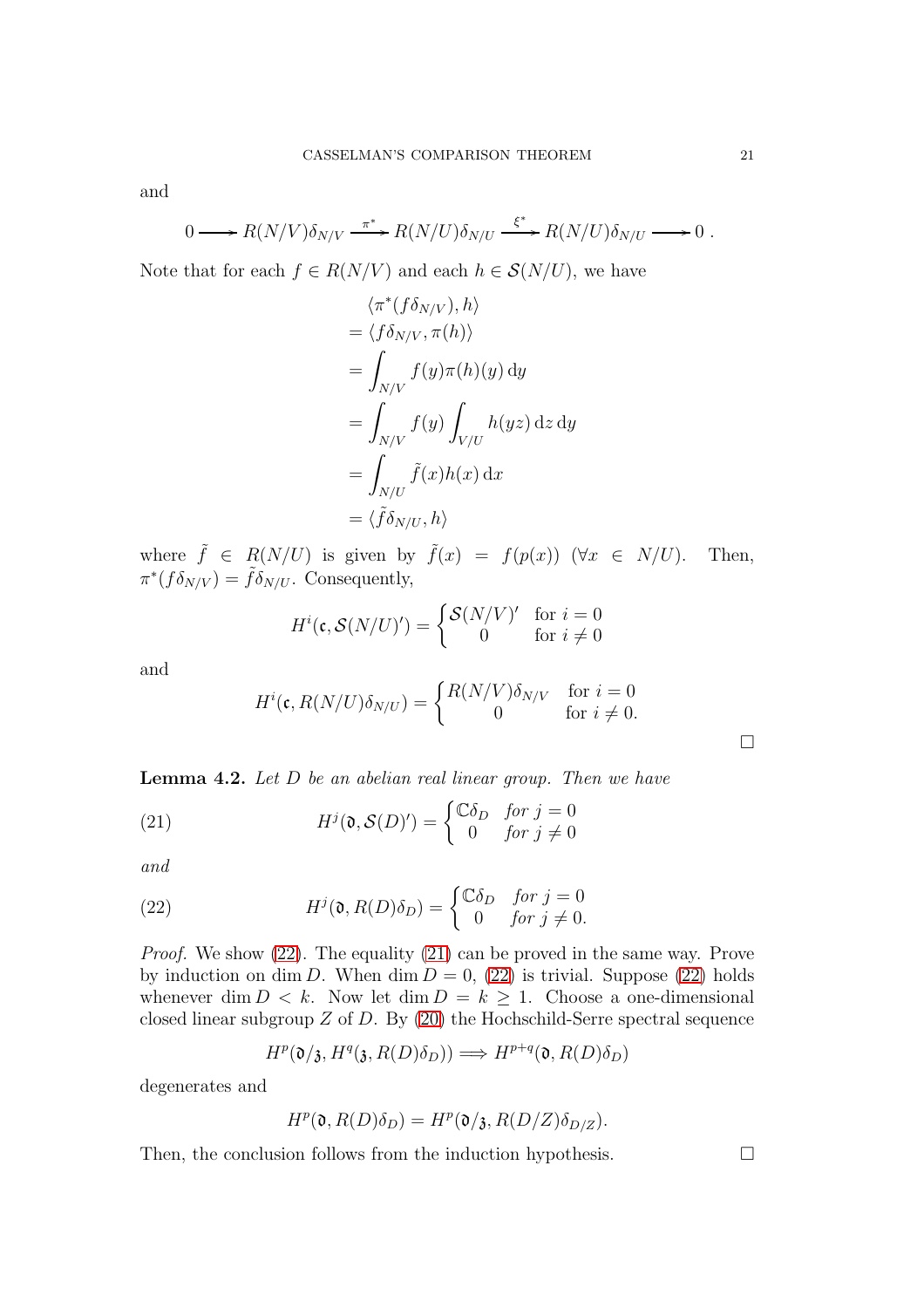and

$$0 \longrightarrow R(N/V)\delta_{N/V} \xrightarrow{\pi^*} R(N/U)\delta_{N/U} \xrightarrow{\xi^*} R(N/U)\delta_{N/U} \longrightarrow 0\ .$$

Note that for each $f \in R(N/V)$ and each $h \in \mathcal{S}(N/U)$, we have

$$\begin{aligned}
&\langle \pi^*(f\delta_{N/V}), h\rangle \\
&= \langle f\delta_{N/V}, \pi(h)\rangle \\
&= \int_{N/V} f(y)\pi(h)(y)\,\mathrm{d}y \\
&= \int_{N/V} f(y) \int_{V/U} h(yz)\,\mathrm{d}z\,\mathrm{d}y \\
&= \int_{N/U} \tilde{f}(x)h(x)\,\mathrm{d}x \\
&= \langle \tilde{f}\delta_{N/U}, h\rangle
\end{aligned}$$

where $\tilde{f} \in R(N/U)$ is given by $\tilde{f}(x) = f(p(x))$ $(\forall x \in N/U)$. Then, $\pi^*(f\delta_{N/V}) = \tilde{f}\delta_{N/U}$. Consequently,

$$H^i(\mathfrak{c}, \mathcal{S}(N/U)') = \begin{cases} \mathcal{S}(N/V)' & \text{for } i = 0 \\ 0 & \text{for } i \neq 0 \end{cases}$$

and

$$H^i(\mathfrak{c}, R(N/U)\delta_{N/U}) = \begin{cases} R(N/V)\delta_{N/V} & \text{for } i = 0 \\ 0 & \text{for } i \neq 0. \end{cases}$$

□

**Lemma 4.2.** *Let $D$ be an abelian real linear group. Then we have*

$$H^j(\mathfrak{d}, \mathcal{S}(D)') = \begin{cases} \mathbb{C}\delta_D & \text{for } j = 0 \\ 0 & \text{for } j \neq 0 \end{cases} \tag{21}$$

*and*

$$H^j(\mathfrak{d}, R(D)\delta_D) = \begin{cases} \mathbb{C}\delta_D & \text{for } j = 0 \\ 0 & \text{for } j \neq 0. \end{cases} \tag{22}$$

*Proof.* We show (22). The equality (21) can be proved in the same way. Prove by induction on $\dim D$. When $\dim D = 0$, (22) is trivial. Suppose (22) holds whenever $\dim D < k$. Now let $\dim D = k \geq 1$. Choose a one-dimensional closed linear subgroup $Z$ of $D$. By (20) the Hochschild-Serre spectral sequence

$$H^p(\mathfrak{d}/\mathfrak{z}, H^q(\mathfrak{z}, R(D)\delta_D)) \Longrightarrow H^{p+q}(\mathfrak{d}, R(D)\delta_D)$$

degenerates and

$$H^p(\mathfrak{d}, R(D)\delta_D) = H^p(\mathfrak{d}/\mathfrak{z}, R(D/Z)\delta_{D/Z}).$$

Then, the conclusion follows from the induction hypothesis. □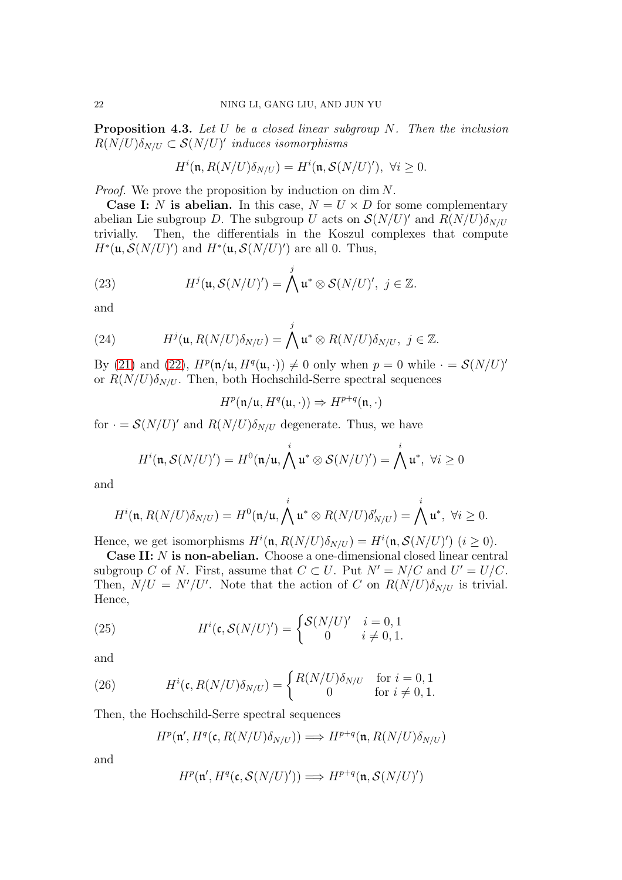**Proposition 4.3.** *Let $U$ be a closed linear subgroup $N$. Then the inclusion $R(N/U)\delta_{N/U} \subset \mathcal{S}(N/U)'$ induces isomorphisms*

$$H^i(\mathfrak{n}, R(N/U)\delta_{N/U}) = H^i(\mathfrak{n}, \mathcal{S}(N/U)'),\ \forall i \geq 0.$$

*Proof.* We prove the proposition by induction on $\dim N$.

**Case I: $N$ is abelian.** In this case, $N = U \times D$ for some complementary abelian Lie subgroup $D$. The subgroup $U$ acts on $\mathcal{S}(N/U)'$ and $R(N/U)\delta_{N/U}$ trivially. Then, the differentials in the Koszul complexes that compute $H^*(\mathfrak{u}, \mathcal{S}(N/U)')$ and $H^*(\mathfrak{u}, \mathcal{S}(N/U)')$ are all 0. Thus,

$$H^j(\mathfrak{u}, \mathcal{S}(N/U)') = \bigwedge^j \mathfrak{u}^* \otimes \mathcal{S}(N/U)',\ j \in \mathbb{Z}. \tag{23}$$

and

$$H^j(\mathfrak{u}, R(N/U)\delta_{N/U}) = \bigwedge^j \mathfrak{u}^* \otimes R(N/U)\delta_{N/U},\ j \in \mathbb{Z}. \tag{24}$$

By (21) and (22), $H^p(\mathfrak{n}/\mathfrak{u}, H^q(\mathfrak{u}, \cdot)) \neq 0$ only when $p = 0$ while $\cdot = \mathcal{S}(N/U)'$ or $R(N/U)\delta_{N/U}$. Then, both Hochschild-Serre spectral sequences

$$H^p(\mathfrak{n}/\mathfrak{u}, H^q(\mathfrak{u}, \cdot)) \Rightarrow H^{p+q}(\mathfrak{n}, \cdot)$$

for $\cdot = \mathcal{S}(N/U)'$ and $R(N/U)\delta_{N/U}$ degenerate. Thus, we have

$$H^i(\mathfrak{n}, \mathcal{S}(N/U)') = H^0(\mathfrak{n}/\mathfrak{u}, \bigwedge^i \mathfrak{u}^* \otimes \mathcal{S}(N/U)') = \bigwedge^i \mathfrak{u}^*,\ \forall i \geq 0$$

and

$$H^i(\mathfrak{n}, R(N/U)\delta_{N/U}) = H^0(\mathfrak{n}/\mathfrak{u}, \bigwedge^i \mathfrak{u}^* \otimes R(N/U)\delta'_{N/U}) = \bigwedge^i \mathfrak{u}^*,\ \forall i \geq 0.$$

Hence, we get isomorphisms $H^i(\mathfrak{n}, R(N/U)\delta_{N/U}) = H^i(\mathfrak{n}, \mathcal{S}(N/U)')$ $(i \geq 0)$.

**Case II: $N$ is non-abelian.** Choose a one-dimensional closed linear central subgroup $C$ of $N$. First, assume that $C \subset U$. Put $N' = N/C$ and $U' = U/C$. Then, $N/U = N'/U'$. Note that the action of $C$ on $R(N/U)\delta_{N/U}$ is trivial. Hence,

$$H^i(\mathfrak{c}, \mathcal{S}(N/U)') = \begin{cases} \mathcal{S}(N/U)' & i = 0, 1 \\ 0 & i \neq 0, 1. \end{cases} \tag{25}$$

and

$$H^i(\mathfrak{c}, R(N/U)\delta_{N/U}) = \begin{cases} R(N/U)\delta_{N/U} & \text{for } i = 0, 1 \\ 0 & \text{for } i \neq 0, 1. \end{cases} \tag{26}$$

Then, the Hochschild-Serre spectral sequences

$$H^p(\mathfrak{n}', H^q(\mathfrak{c}, R(N/U)\delta_{N/U})) \Longrightarrow H^{p+q}(\mathfrak{n}, R(N/U)\delta_{N/U})$$

and

$$H^p(\mathfrak{n}', H^q(\mathfrak{c}, \mathcal{S}(N/U)')) \Longrightarrow H^{p+q}(\mathfrak{n}, \mathcal{S}(N/U)')$$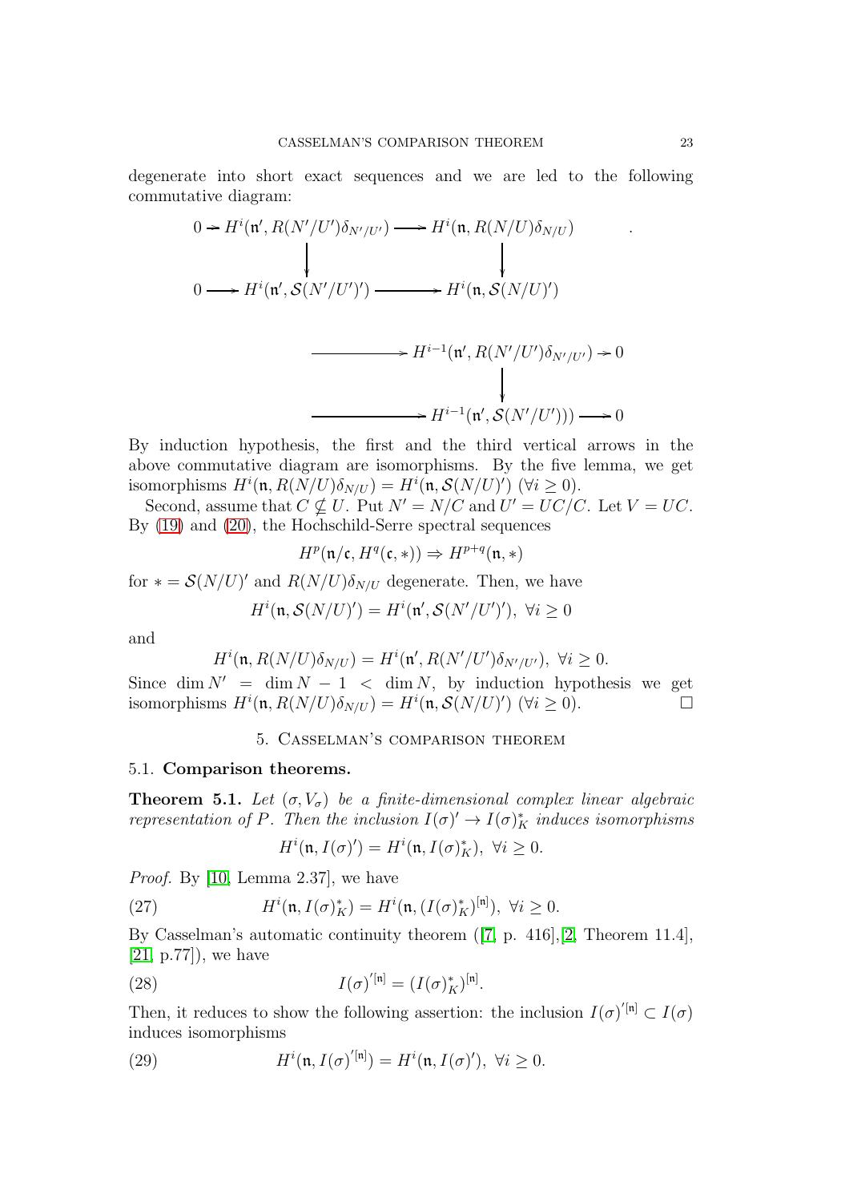degenerate into short exact sequences and we are led to the following commutative diagram:

$$
\begin{array}{ccccccc}
0 \to & H^i(\mathfrak{n}', R(N'/U')\delta_{N'/U'}) & \longrightarrow & H^i(\mathfrak{n}, R(N/U)\delta_{N/U}) & \longrightarrow & H^{i-1}(\mathfrak{n}', R(N'/U')\delta_{N'/U'}) & \to 0 \\
 & \downarrow & & \downarrow & & \downarrow & \\
0 \to & H^i(\mathfrak{n}', \mathcal{S}(N'/U')') & \longrightarrow & H^i(\mathfrak{n}, \mathcal{S}(N/U)') & \longrightarrow & H^{i-1}(\mathfrak{n}', \mathcal{S}(N'/U'))) & \to 0
\end{array}
$$

By induction hypothesis, the first and the third vertical arrows in the above commutative diagram are isomorphisms. By the five lemma, we get isomorphisms $H^i(\mathfrak{n}, R(N/U)\delta_{N/U}) = H^i(\mathfrak{n}, \mathcal{S}(N/U)')$ $(\forall i \geq 0)$.

Second, assume that $C \nsubseteq U$. Put $N' = N/C$ and $U' = UC/C$. Let $V = UC$. By (19) and (20), the Hochschild-Serre spectral sequences

$$H^p(\mathfrak{n}/\mathfrak{c}, H^q(\mathfrak{c}, *)) \Rightarrow H^{p+q}(\mathfrak{n}, *)$$

for $* = \mathcal{S}(N/U)'$ and $R(N/U)\delta_{N/U}$ degenerate. Then, we have

$$H^i(\mathfrak{n}, \mathcal{S}(N/U)') = H^i(\mathfrak{n}', \mathcal{S}(N'/U')'), \ \forall i \geq 0$$

and

$$H^i(\mathfrak{n}, R(N/U)\delta_{N/U}) = H^i(\mathfrak{n}', R(N'/U')\delta_{N'/U'}), \ \forall i \geq 0.$$

Since $\dim N' = \dim N - 1 < \dim N$, by induction hypothesis we get isomorphisms $H^i(\mathfrak{n}, R(N/U)\delta_{N/U}) = H^i(\mathfrak{n}, \mathcal{S}(N/U)')$ $(\forall i \geq 0)$. □

## 5. Casselman's comparison theorem

### 5.1. Comparison theorems.

**Theorem 5.1.** *Let $(\sigma, V_\sigma)$ be a finite-dimensional complex linear algebraic representation of $P$. Then the inclusion $I(\sigma)' \to I(\sigma)^*_K$ induces isomorphisms*

$$H^i(\mathfrak{n}, I(\sigma)') = H^i(\mathfrak{n}, I(\sigma)^*_K), \ \forall i \geq 0.$$

*Proof.* By [10, Lemma 2.37], we have

$$H^i(\mathfrak{n}, I(\sigma)^*_K) = H^i(\mathfrak{n}, (I(\sigma)^*_K)^{[\mathfrak{n}]}), \ \forall i \geq 0. \tag{27}$$

By Casselman's automatic continuity theorem ([7, p. 416],[2, Theorem 11.4], [21, p.77]), we have

$$I(\sigma)'^{[\mathfrak{n}]} = (I(\sigma)^*_K)^{[\mathfrak{n}]}. \tag{28}$$

Then, it reduces to show the following assertion: the inclusion $I(\sigma)'^{[\mathfrak{n}]} \subset I(\sigma)$ induces isomorphisms

$$H^i(\mathfrak{n}, I(\sigma)'^{[\mathfrak{n}]}) = H^i(\mathfrak{n}, I(\sigma)'), \ \forall i \geq 0. \tag{29}$$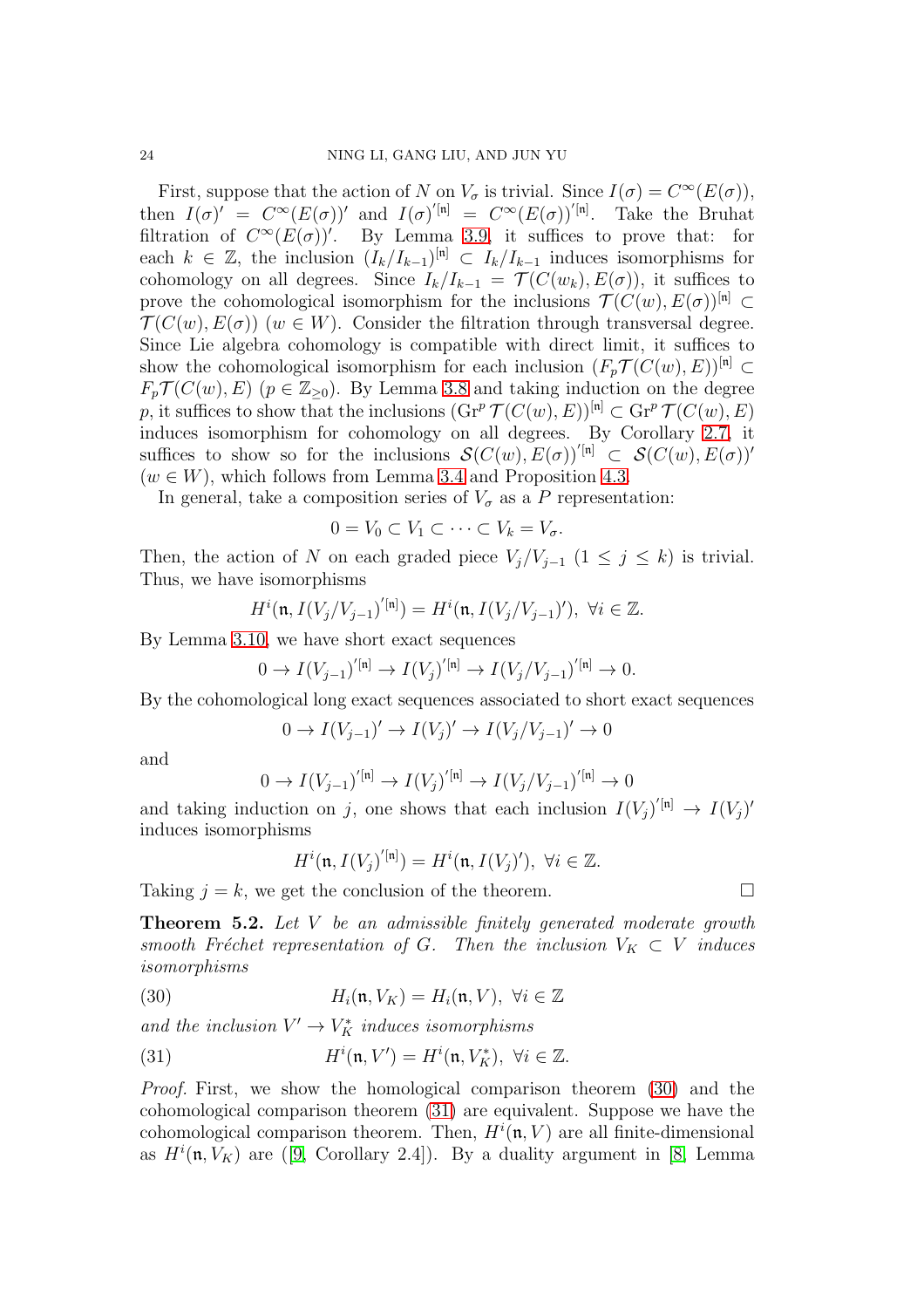First, suppose that the action of $N$ on $V_\sigma$ is trivial. Since $I(\sigma) = C^\infty(E(\sigma))$, then $I(\sigma)' = C^\infty(E(\sigma))'$ and $I(\sigma)'^{[\mathfrak{n}]} = C^\infty(E(\sigma))'^{[\mathfrak{n}]}$. Take the Bruhat filtration of $C^\infty(E(\sigma))'$. By Lemma 3.9, it suffices to prove that: for each $k \in \mathbb{Z}$, the inclusion $(I_k/I_{k-1})^{[\mathfrak{n}]} \subset I_k/I_{k-1}$ induces isomorphisms for cohomology on all degrees. Since $I_k/I_{k-1} = \mathcal{T}(C(w_k), E(\sigma))$, it suffices to prove the cohomological isomorphism for the inclusions $\mathcal{T}(C(w), E(\sigma))^{[\mathfrak{n}]} \subset \mathcal{T}(C(w), E(\sigma))$ ($w \in W$). Consider the filtration through transversal degree. Since Lie algebra cohomology is compatible with direct limit, it suffices to show the cohomological isomorphism for each inclusion $(F_p\mathcal{T}(C(w), E))^{[\mathfrak{n}]} \subset F_p\mathcal{T}(C(w), E)$ ($p \in \mathbb{Z}_{\geq 0}$). By Lemma 3.8 and taking induction on the degree $p$, it suffices to show that the inclusions $(\mathrm{Gr}^p\,\mathcal{T}(C(w), E))^{[\mathfrak{n}]} \subset \mathrm{Gr}^p\,\mathcal{T}(C(w), E)$ induces isomorphism for cohomology on all degrees. By Corollary 2.7, it suffices to show so for the inclusions $\mathcal{S}(C(w), E(\sigma))'^{[\mathfrak{n}]} \subset \mathcal{S}(C(w), E(\sigma))'$ ($w \in W$), which follows from Lemma 3.4 and Proposition 4.3.

In general, take a composition series of $V_\sigma$ as a $P$ representation:

$$0 = V_0 \subset V_1 \subset \cdots \subset V_k = V_\sigma.$$

Then, the action of $N$ on each graded piece $V_j/V_{j-1}$ ($1 \leq j \leq k$) is trivial. Thus, we have isomorphisms

$$H^i(\mathfrak{n}, I(V_j/V_{j-1})'^{[\mathfrak{n}]}) = H^i(\mathfrak{n}, I(V_j/V_{j-1})'),\ \forall i \in \mathbb{Z}.$$

By Lemma 3.10, we have short exact sequences

$$0 \to I(V_{j-1})'^{[\mathfrak{n}]} \to I(V_j)'^{[\mathfrak{n}]} \to I(V_j/V_{j-1})'^{[\mathfrak{n}]} \to 0.$$

By the cohomological long exact sequences associated to short exact sequences

$$0 \to I(V_{j-1})' \to I(V_j)' \to I(V_j/V_{j-1})' \to 0$$

and

$$0 \to I(V_{j-1})'^{[\mathfrak{n}]} \to I(V_j)'^{[\mathfrak{n}]} \to I(V_j/V_{j-1})'^{[\mathfrak{n}]} \to 0$$

and taking induction on $j$, one shows that each inclusion $I(V_j)'^{[\mathfrak{n}]} \to I(V_j)'$ induces isomorphisms

$$H^i(\mathfrak{n}, I(V_j)'^{[\mathfrak{n}]}) = H^i(\mathfrak{n}, I(V_j)'),\ \forall i \in \mathbb{Z}.$$

Taking $j = k$, we get the conclusion of the theorem. □

**Theorem 5.2.** *Let $V$ be an admissible finitely generated moderate growth smooth Fréchet representation of $G$. Then the inclusion $V_K \subset V$ induces isomorphisms*

$$H_i(\mathfrak{n}, V_K) = H_i(\mathfrak{n}, V),\ \forall i \in \mathbb{Z} \tag{30}$$

*and the inclusion $V' \to V_K^*$ induces isomorphisms*

$$H^i(\mathfrak{n}, V') = H^i(\mathfrak{n}, V_K^*),\ \forall i \in \mathbb{Z}. \tag{31}$$

*Proof.* First, we show the homological comparison theorem (30) and the cohomological comparison theorem (31) are equivalent. Suppose we have the cohomological comparison theorem. Then, $H^i(\mathfrak{n}, V)$ are all finite-dimensional as $H^i(\mathfrak{n}, V_K)$ are ([9, Corollary 2.4]). By a duality argument in [8, Lemma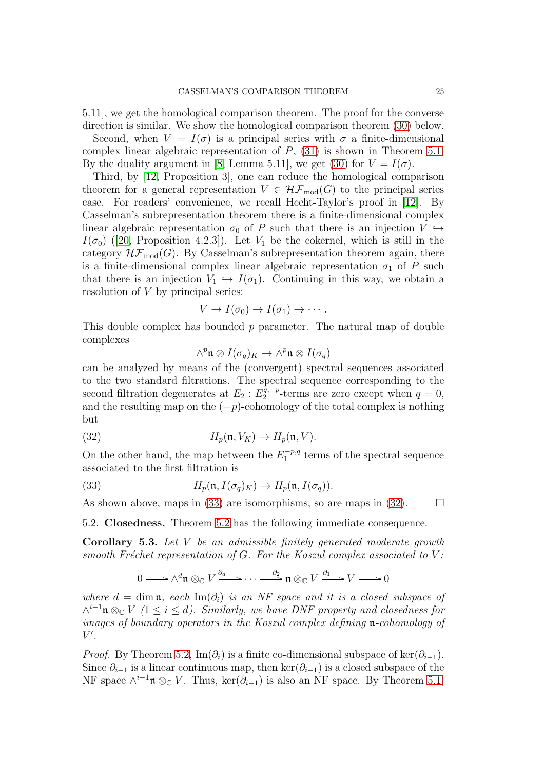5.11], we get the homological comparison theorem. The proof for the converse direction is similar. We show the homological comparison theorem (30) below.

Second, when $V = I(\sigma)$ is a principal series with $\sigma$ a finite-dimensional complex linear algebraic representation of $P$, (31) is shown in Theorem 5.1. By the duality argument in [8, Lemma 5.11], we get (30) for $V = I(\sigma)$.

Third, by [12, Proposition 3], one can reduce the homological comparison theorem for a general representation $V \in \mathcal{HF}_{\mathrm{mod}}(G)$ to the principal series case. For readers' convenience, we recall Hecht-Taylor's proof in [12]. By Casselman's subrepresentation theorem there is a finite-dimensional complex linear algebraic representation $\sigma_0$ of $P$ such that there is an injection $V \hookrightarrow I(\sigma_0)$ ([20, Proposition 4.2.3]). Let $V_1$ be the cokernel, which is still in the category $\mathcal{HF}_{\mathrm{mod}}(G)$. By Casselman's subrepresentation theorem again, there is a finite-dimensional complex linear algebraic representation $\sigma_1$ of $P$ such that there is an injection $V_1 \hookrightarrow I(\sigma_1)$. Continuing in this way, we obtain a resolution of $V$ by principal series:

$$V \to I(\sigma_0) \to I(\sigma_1) \to \cdots .$$

This double complex has bounded $p$ parameter. The natural map of double complexes

$$\wedge^p \mathfrak{n} \otimes I(\sigma_q)_K \to \wedge^p \mathfrak{n} \otimes I(\sigma_q)$$

can be analyzed by means of the (convergent) spectral sequences associated to the two standard filtrations. The spectral sequence corresponding to the second filtration degenerates at $E_2$ : $E_2^{q,-p}$-terms are zero except when $q = 0$, and the resulting map on the $(-p)$-cohomology of the total complex is nothing but

$$H_p(\mathfrak{n}, V_K) \to H_p(\mathfrak{n}, V). \tag{32}$$

On the other hand, the map between the $E_1^{-p,q}$ terms of the spectral sequence associated to the first filtration is

$$H_p(\mathfrak{n}, I(\sigma_q)_K) \to H_p(\mathfrak{n}, I(\sigma_q)). \tag{33}$$

As shown above, maps in (33) are isomorphisms, so are maps in (32). $\square$

### 5.2. Closedness.

Theorem 5.2 has the following immediate consequence.

**Corollary 5.3.** *Let $V$ be an admissible finitely generated moderate growth smooth Fréchet representation of $G$. For the Koszul complex associated to $V$:*

$$0 \longrightarrow \wedge^d \mathfrak{n} \otimes_{\mathbb{C}} V \xrightarrow{\partial_d} \cdots \xrightarrow{\partial_2} \mathfrak{n} \otimes_{\mathbb{C}} V \xrightarrow{\partial_1} V \longrightarrow 0$$

*where $d = \dim \mathfrak{n}$, each $\mathrm{Im}(\partial_i)$ is an NF space and it is a closed subspace of $\wedge^{i-1}\mathfrak{n} \otimes_{\mathbb{C}} V$ $(1 \leq i \leq d)$. Similarly, we have DNF property and closedness for images of boundary operators in the Koszul complex defining $\mathfrak{n}$-cohomology of $V'$.*

*Proof.* By Theorem 5.2, $\mathrm{Im}(\partial_i)$ is a finite co-dimensional subspace of $\ker(\partial_{i-1})$. Since $\partial_{i-1}$ is a linear continuous map, then $\ker(\partial_{i-1})$ is a closed subspace of the NF space $\wedge^{i-1}\mathfrak{n} \otimes_{\mathbb{C}} V$. Thus, $\ker(\partial_{i-1})$ is also an NF space. By Theorem 5.1,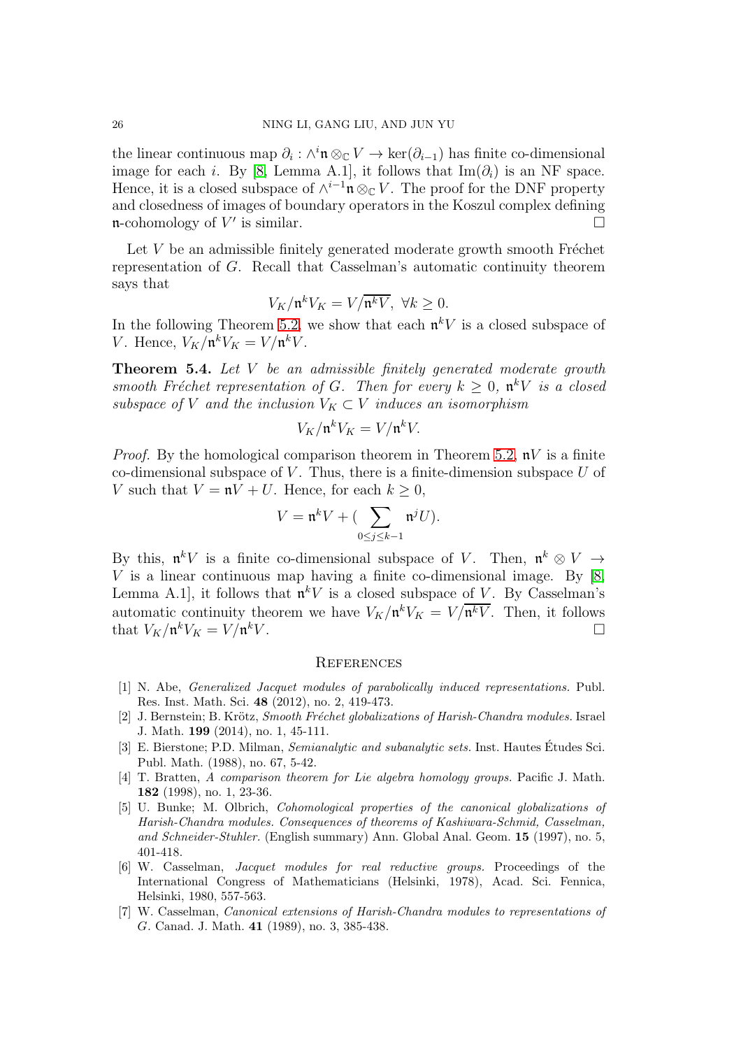the linear continuous map $\partial_i : \wedge^i \mathfrak{n} \otimes_{\mathbb{C}} V \to \ker(\partial_{i-1})$ has finite co-dimensional image for each $i$. By [8, Lemma A.1], it follows that $\mathrm{Im}(\partial_i)$ is an NF space. Hence, it is a closed subspace of $\wedge^{i-1}\mathfrak{n} \otimes_{\mathbb{C}} V$. The proof for the DNF property and closedness of images of boundary operators in the Koszul complex defining $\mathfrak{n}$-cohomology of $V'$ is similar. □

Let $V$ be an admissible finitely generated moderate growth smooth Fréchet representation of $G$. Recall that Casselman's automatic continuity theorem says that

$$V_K/\mathfrak{n}^k V_K = V/\overline{\mathfrak{n}^k V}, \ \forall k \geq 0.$$

In the following Theorem 5.2, we show that each $\mathfrak{n}^k V$ is a closed subspace of $V$. Hence, $V_K/\mathfrak{n}^k V_K = V/\mathfrak{n}^k V$.

**Theorem 5.4.** *Let $V$ be an admissible finitely generated moderate growth smooth Fréchet representation of $G$. Then for every $k \geq 0$, $\mathfrak{n}^k V$ is a closed subspace of $V$ and the inclusion $V_K \subset V$ induces an isomorphism*

$$V_K/\mathfrak{n}^k V_K = V/\mathfrak{n}^k V.$$

*Proof.* By the homological comparison theorem in Theorem 5.2, $\mathfrak{n}V$ is a finite co-dimensional subspace of $V$. Thus, there is a finite-dimension subspace $U$ of $V$ such that $V = \mathfrak{n}V + U$. Hence, for each $k \geq 0$,

$$V = \mathfrak{n}^k V + (\sum_{0 \leq j \leq k-1} \mathfrak{n}^j U).$$

By this, $\mathfrak{n}^k V$ is a finite co-dimensional subspace of $V$. Then, $\mathfrak{n}^k \otimes V \to V$ is a linear continuous map having a finite co-dimensional image. By [8, Lemma A.1], it follows that $\mathfrak{n}^k V$ is a closed subspace of $V$. By Casselman's automatic continuity theorem we have $V_K/\mathfrak{n}^k V_K = V/\overline{\mathfrak{n}^k V}$. Then, it follows that $V_K/\mathfrak{n}^k V_K = V/\mathfrak{n}^k V$. □

## References

[1] N. Abe, *Generalized Jacquet modules of parabolically induced representations.* Publ. Res. Inst. Math. Sci. **48** (2012), no. 2, 419-473.

[2] J. Bernstein; B. Krötz, *Smooth Fréchet globalizations of Harish-Chandra modules.* Israel J. Math. **199** (2014), no. 1, 45-111.

[3] E. Bierstone; P.D. Milman, *Semianalytic and subanalytic sets.* Inst. Hautes Études Sci. Publ. Math. (1988), no. 67, 5-42.

[4] T. Bratten, *A comparison theorem for Lie algebra homology groups.* Pacific J. Math. **182** (1998), no. 1, 23-36.

[5] U. Bunke; M. Olbrich, *Cohomological properties of the canonical globalizations of Harish-Chandra modules. Consequences of theorems of Kashiwara-Schmid, Casselman, and Schneider-Stuhler.* (English summary) Ann. Global Anal. Geom. **15** (1997), no. 5, 401-418.

[6] W. Casselman, *Jacquet modules for real reductive groups.* Proceedings of the International Congress of Mathematicians (Helsinki, 1978), Acad. Sci. Fennica, Helsinki, 1980, 557-563.

[7] W. Casselman, *Canonical extensions of Harish-Chandra modules to representations of G.* Canad. J. Math. **41** (1989), no. 3, 385-438.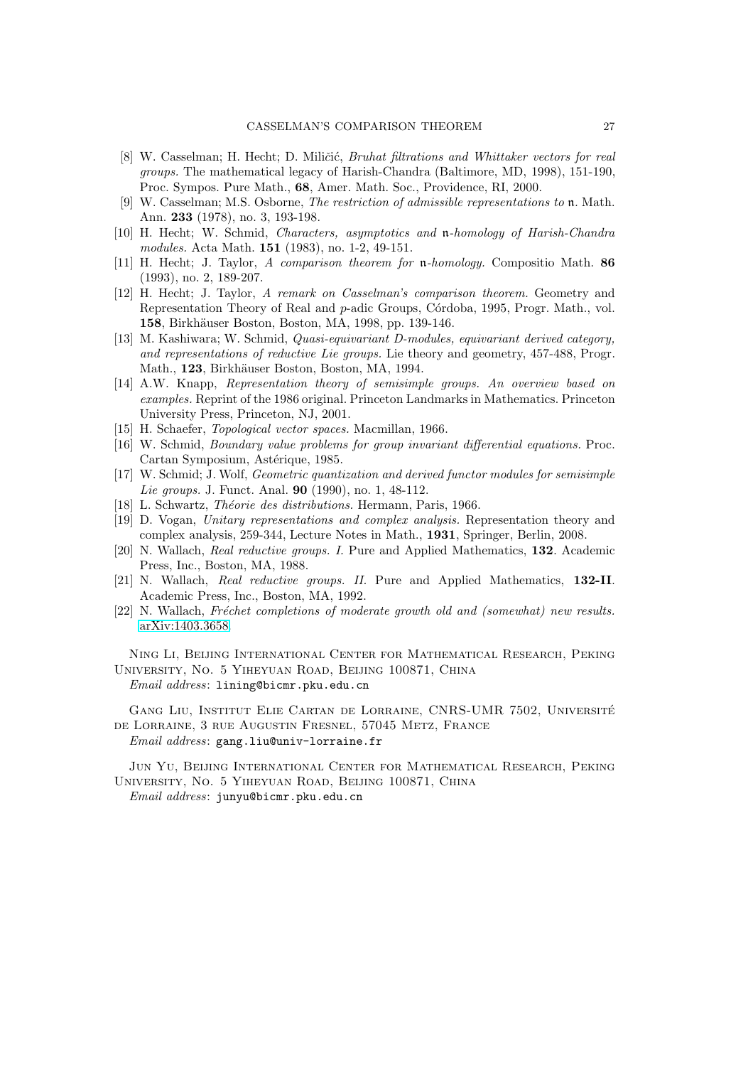[8] W. Casselman; H. Hecht; D. Miličić, *Bruhat filtrations and Whittaker vectors for real groups.* The mathematical legacy of Harish-Chandra (Baltimore, MD, 1998), 151-190, Proc. Sympos. Pure Math., **68**, Amer. Math. Soc., Providence, RI, 2000.

[9] W. Casselman; M.S. Osborne, *The restriction of admissible representations to* $\mathfrak{n}$. Math. Ann. **233** (1978), no. 3, 193-198.

[10] H. Hecht; W. Schmid, *Characters, asymptotics and* $\mathfrak{n}$*-homology of Harish-Chandra modules.* Acta Math. **151** (1983), no. 1-2, 49-151.

[11] H. Hecht; J. Taylor, *A comparison theorem for* $\mathfrak{n}$*-homology.* Compositio Math. **86** (1993), no. 2, 189-207.

[12] H. Hecht; J. Taylor, *A remark on Casselman's comparison theorem.* Geometry and Representation Theory of Real and $p$-adic Groups, Córdoba, 1995, Progr. Math., vol. **158**, Birkhäuser Boston, Boston, MA, 1998, pp. 139-146.

[13] M. Kashiwara; W. Schmid, *Quasi-equivariant D-modules, equivariant derived category, and representations of reductive Lie groups.* Lie theory and geometry, 457-488, Progr. Math., **123**, Birkhäuser Boston, Boston, MA, 1994.

[14] A.W. Knapp, *Representation theory of semisimple groups. An overview based on examples.* Reprint of the 1986 original. Princeton Landmarks in Mathematics. Princeton University Press, Princeton, NJ, 2001.

[15] H. Schaefer, *Topological vector spaces.* Macmillan, 1966.

[16] W. Schmid, *Boundary value problems for group invariant differential equations.* Proc. Cartan Symposium, Astérique, 1985.

[17] W. Schmid; J. Wolf, *Geometric quantization and derived functor modules for semisimple Lie groups.* J. Funct. Anal. **90** (1990), no. 1, 48-112.

[18] L. Schwartz, *Théorie des distributions.* Hermann, Paris, 1966.

[19] D. Vogan, *Unitary representations and complex analysis.* Representation theory and complex analysis, 259-344, Lecture Notes in Math., **1931**, Springer, Berlin, 2008.

[20] N. Wallach, *Real reductive groups. I.* Pure and Applied Mathematics, **132**. Academic Press, Inc., Boston, MA, 1988.

[21] N. Wallach, *Real reductive groups. II.* Pure and Applied Mathematics, **132-II**. Academic Press, Inc., Boston, MA, 1992.

[22] N. Wallach, *Fréchet completions of moderate growth old and (somewhat) new results.* arXiv:1403.3658

Ning Li, Beijing International Center for Mathematical Research, Peking University, No. 5 Yiheyuan Road, Beijing 100871, China
*Email address*: `lining@bicmr.pku.edu.cn`

Gang Liu, Institut Elie Cartan de Lorraine, CNRS-UMR 7502, Université de Lorraine, 3 rue Augustin Fresnel, 57045 Metz, France
*Email address*: `gang.liu@univ-lorraine.fr`

Jun Yu, Beijing International Center for Mathematical Research, Peking University, No. 5 Yiheyuan Road, Beijing 100871, China
*Email address*: `junyu@bicmr.pku.edu.cn`